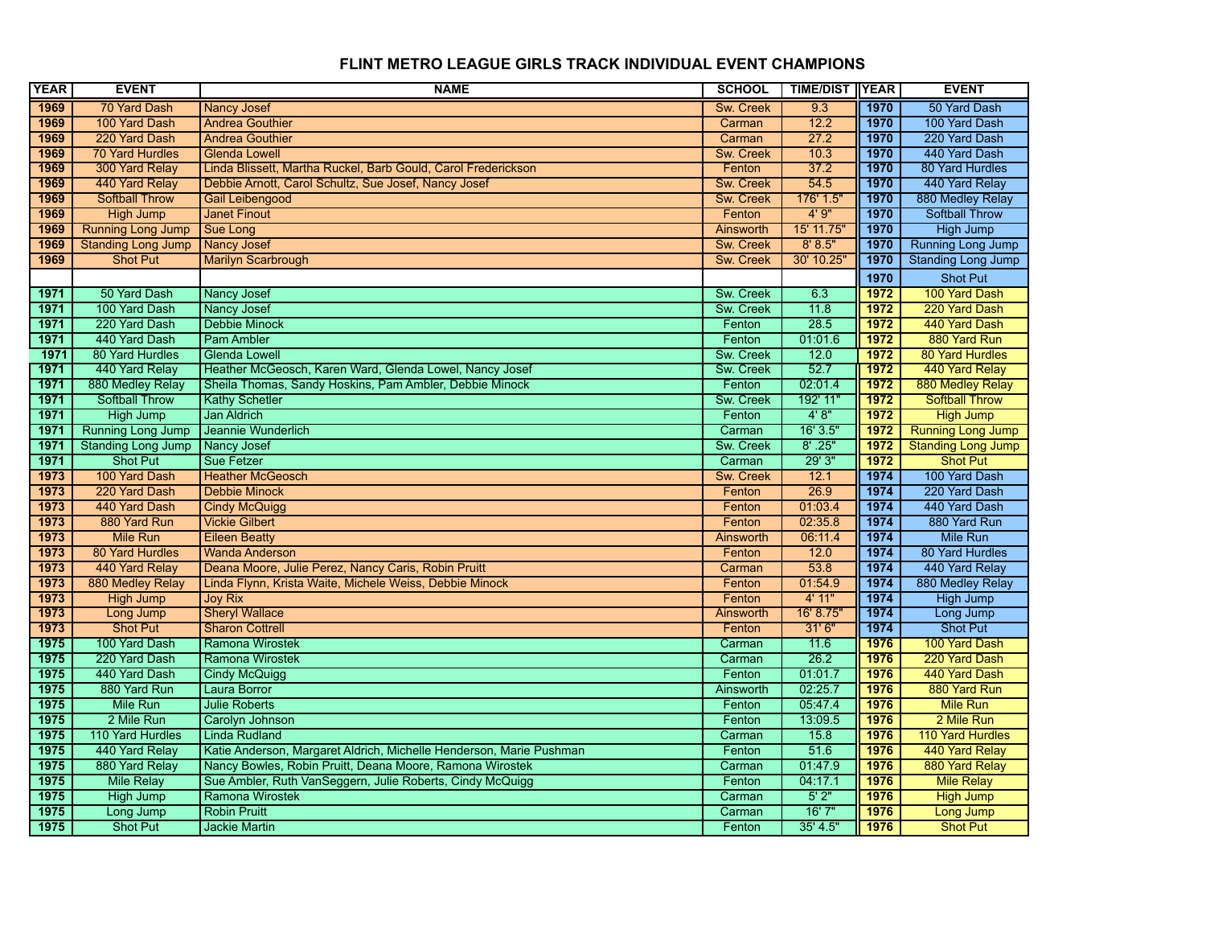# FLINT METRO LEAGUE GIRLS TRACK INDIVIDUAL EVENT CHAMPIONS

| YEAR | EVENT | NAME | SCHOOL | TIME/DIST | YEAR | EVENT |
|---|---|---|---|---|---|---|
| 1969 | 70 Yard Dash | Nancy Josef | Sw. Creek | 9.3 | 1970 | 50 Yard Dash |
| 1969 | 100 Yard Dash | Andrea Gouthier | Carman | 12.2 | 1970 | 100 Yard Dash |
| 1969 | 220 Yard Dash | Andrea Gouthier | Carman | 27.2 | 1970 | 220 Yard Dash |
| 1969 | 70 Yard Hurdles | Glenda Lowell | Sw. Creek | 10.3 | 1970 | 440 Yard Dash |
| 1969 | 300 Yard Relay | Linda Blissett, Martha Ruckel, Barb Gould, Carol Frederickson | Fenton | 37.2 | 1970 | 80 Yard Hurdles |
| 1969 | 440 Yard Relay | Debbie Arnott, Carol Schultz, Sue Josef, Nancy Josef | Sw. Creek | 54.5 | 1970 | 440 Yard Relay |
| 1969 | Softball Throw | Gail Leibengood | Sw. Creek | 176' 1.5" | 1970 | 880 Medley Relay |
| 1969 | High Jump | Janet Finout | Fenton | 4' 9" | 1970 | Softball Throw |
| 1969 | Running Long Jump | Sue Long | Ainsworth | 15' 11.75" | 1970 | High Jump |
| 1969 | Standing Long Jump | Nancy Josef | Sw. Creek | 8' 8.5" | 1970 | Running Long Jump |
| 1969 | Shot Put | Marilyn Scarbrough | Sw. Creek | 30' 10.25" | 1970 | Standing Long Jump |
| | | | | | 1970 | Shot Put |
| 1971 | 50 Yard Dash | Nancy Josef | Sw. Creek | 6.3 | 1972 | 100 Yard Dash |
| 1971 | 100 Yard Dash | Nancy Josef | Sw. Creek | 11.8 | 1972 | 220 Yard Dash |
| 1971 | 220 Yard Dash | Debbie Minock | Fenton | 28.5 | 1972 | 440 Yard Dash |
| 1971 | 440 Yard Dash | Pam Ambler | Fenton | 01:01.6 | 1972 | 880 Yard Run |
| 1971 | 80 Yard Hurdles | Glenda Lowell | Sw. Creek | 12.0 | 1972 | 80 Yard Hurdles |
| 1971 | 440 Yard Relay | Heather McGeosch, Karen Ward, Glenda Lowel, Nancy Josef | Sw. Creek | 52.7 | 1972 | 440 Yard Relay |
| 1971 | 880 Medley Relay | Sheila Thomas, Sandy Hoskins, Pam Ambler, Debbie Minock | Fenton | 02:01.4 | 1972 | 880 Medley Relay |
| 1971 | Softball Throw | Kathy Schetler | Sw. Creek | 192' 11" | 1972 | Softball Throw |
| 1971 | High Jump | Jan Aldrich | Fenton | 4' 8" | 1972 | High Jump |
| 1971 | Running Long Jump | Jeannie Wunderlich | Carman | 16' 3.5" | 1972 | Running Long Jump |
| 1971 | Standing Long Jump | Nancy Josef | Sw. Creek | 8' .25" | 1972 | Standing Long Jump |
| 1971 | Shot Put | Sue Fetzer | Carman | 29' 3" | 1972 | Shot Put |
| 1973 | 100 Yard Dash | Heather McGeosch | Sw. Creek | 12.1 | 1974 | 100 Yard Dash |
| 1973 | 220 Yard Dash | Debbie Minock | Fenton | 26.9 | 1974 | 220 Yard Dash |
| 1973 | 440 Yard Dash | Cindy McQuigg | Fenton | 01:03.4 | 1974 | 440 Yard Dash |
| 1973 | 880 Yard Run | Vickie Gilbert | Fenton | 02:35.8 | 1974 | 880 Yard Run |
| 1973 | Mile Run | Eileen Beatty | Ainsworth | 06:11.4 | 1974 | Mile Run |
| 1973 | 80 Yard Hurdles | Wanda Anderson | Fenton | 12.0 | 1974 | 80 Yard Hurdles |
| 1973 | 440 Yard Relay | Deana Moore, Julie Perez, Nancy Caris, Robin Pruitt | Carman | 53.8 | 1974 | 440 Yard Relay |
| 1973 | 880 Medley Relay | Linda Flynn, Krista Waite, Michele Weiss, Debbie Minock | Fenton | 01:54.9 | 1974 | 880 Medley Relay |
| 1973 | High Jump | Joy Rix | Fenton | 4' 11" | 1974 | High Jump |
| 1973 | Long Jump | Sheryl Wallace | Ainsworth | 16' 8.75" | 1974 | Long Jump |
| 1973 | Shot Put | Sharon Cottrell | Fenton | 31' 6" | 1974 | Shot Put |
| 1975 | 100 Yard Dash | Ramona Wirostek | Carman | 11.6 | 1976 | 100 Yard Dash |
| 1975 | 220 Yard Dash | Ramona Wirostek | Carman | 26.2 | 1976 | 220 Yard Dash |
| 1975 | 440 Yard Dash | Cindy McQuigg | Fenton | 01:01.7 | 1976 | 440 Yard Dash |
| 1975 | 880 Yard Run | Laura Borror | Ainsworth | 02:25.7 | 1976 | 880 Yard Run |
| 1975 | Mile Run | Julie Roberts | Fenton | 05:47.4 | 1976 | Mile Run |
| 1975 | 2 Mile Run | Carolyn Johnson | Fenton | 13:09.5 | 1976 | 2 Mile Run |
| 1975 | 110 Yard Hurdles | Linda Rudland | Carman | 15.8 | 1976 | 110 Yard Hurdles |
| 1975 | 440 Yard Relay | Katie Anderson, Margaret Aldrich, Michelle Henderson, Marie Pushman | Fenton | 51.6 | 1976 | 440 Yard Relay |
| 1975 | 880 Yard Relay | Nancy Bowles, Robin Pruitt, Deana Moore, Ramona Wirostek | Carman | 01:47.9 | 1976 | 880 Yard Relay |
| 1975 | Mile Relay | Sue Ambler, Ruth VanSeggern, Julie Roberts, Cindy McQuigg | Fenton | 04:17.1 | 1976 | Mile Relay |
| 1975 | High Jump | Ramona Wirostek | Carman | 5' 2" | 1976 | High Jump |
| 1975 | Long Jump | Robin Pruitt | Carman | 16' 7" | 1976 | Long Jump |
| 1975 | Shot Put | Jackie Martin | Fenton | 35' 4.5" | 1976 | Shot Put |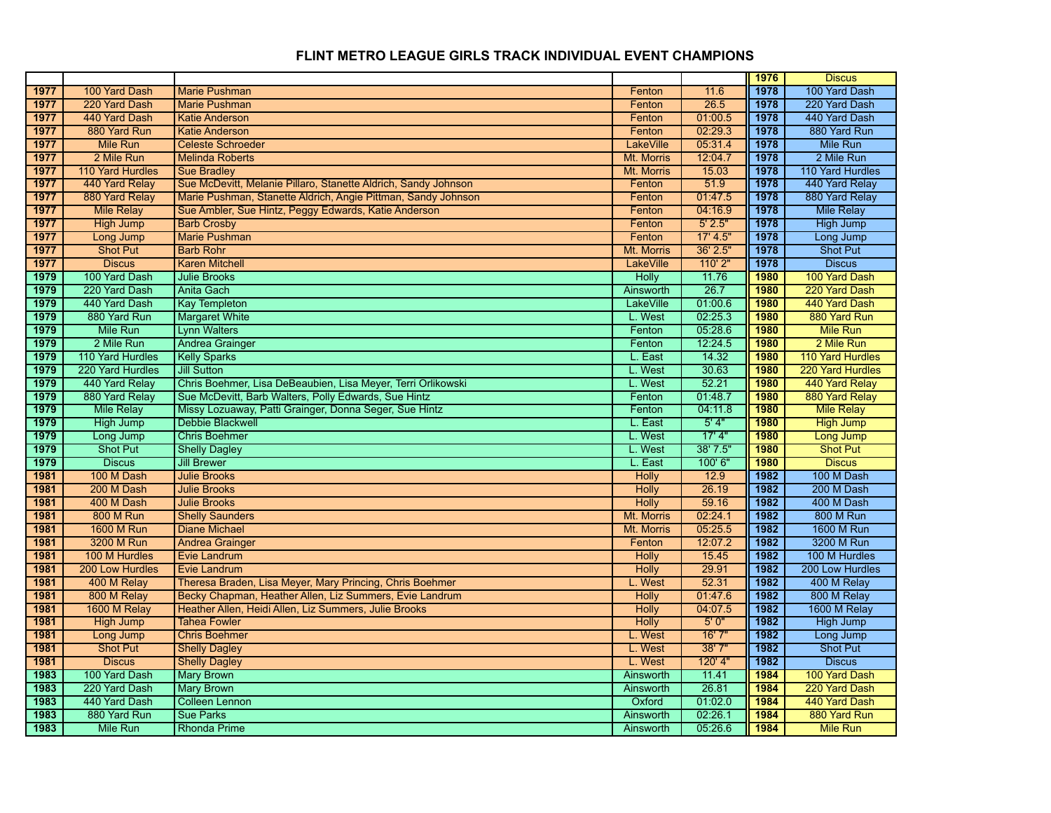# FLINT METRO LEAGUE GIRLS TRACK INDIVIDUAL EVENT CHAMPIONS

| | | | | | | |
|---|---|---|---|---|---|---|
| | | | | | 1976 | Discus |
| 1977 | 100 Yard Dash | Marie Pushman | Fenton | 11.6 | 1978 | 100 Yard Dash |
| 1977 | 220 Yard Dash | Marie Pushman | Fenton | 26.5 | 1978 | 220 Yard Dash |
| 1977 | 440 Yard Dash | Katie Anderson | Fenton | 01:00.5 | 1978 | 440 Yard Dash |
| 1977 | 880 Yard Run | Katie Anderson | Fenton | 02:29.3 | 1978 | 880 Yard Run |
| 1977 | Mile Run | Celeste Schroeder | LakeVille | 05:31.4 | 1978 | Mile Run |
| 1977 | 2 Mile Run | Melinda Roberts | Mt. Morris | 12:04.7 | 1978 | 2 Mile Run |
| 1977 | 110 Yard Hurdles | Sue Bradley | Mt. Morris | 15.03 | 1978 | 110 Yard Hurdles |
| 1977 | 440 Yard Relay | Sue McDevitt, Melanie Pillaro, Stanette Aldrich, Sandy Johnson | Fenton | 51.9 | 1978 | 440 Yard Relay |
| 1977 | 880 Yard Relay | Marie Pushman, Stanette Aldrich, Angie Pittman, Sandy Johnson | Fenton | 01:47.5 | 1978 | 880 Yard Relay |
| 1977 | Mile Relay | Sue Ambler, Sue Hintz, Peggy Edwards, Katie Anderson | Fenton | 04:16.9 | 1978 | Mile Relay |
| 1977 | High Jump | Barb Crosby | Fenton | 5' 2.5" | 1978 | High Jump |
| 1977 | Long Jump | Marie Pushman | Fenton | 17' 4.5" | 1978 | Long Jump |
| 1977 | Shot Put | Barb Rohr | Mt. Morris | 36' 2.5" | 1978 | Shot Put |
| 1977 | Discus | Karen Mitchell | LakeVille | 110' 2" | 1978 | Discus |
| 1979 | 100 Yard Dash | Julie Brooks | Holly | 11.76 | 1980 | 100 Yard Dash |
| 1979 | 220 Yard Dash | Anita Gach | Ainsworth | 26.7 | 1980 | 220 Yard Dash |
| 1979 | 440 Yard Dash | Kay Templeton | LakeVille | 01:00.6 | 1980 | 440 Yard Dash |
| 1979 | 880 Yard Run | Margaret White | L. West | 02:25.3 | 1980 | 880 Yard Run |
| 1979 | Mile Run | Lynn Walters | Fenton | 05:28.6 | 1980 | Mile Run |
| 1979 | 2 Mile Run | Andrea Grainger | Fenton | 12:24.5 | 1980 | 2 Mile Run |
| 1979 | 110 Yard Hurdles | Kelly Sparks | L. East | 14.32 | 1980 | 110 Yard Hurdles |
| 1979 | 220 Yard Hurdles | Jill Sutton | L. West | 30.63 | 1980 | 220 Yard Hurdles |
| 1979 | 440 Yard Relay | Chris Boehmer, Lisa DeBeaubien, Lisa Meyer, Terri Orlikowski | L. West | 52.21 | 1980 | 440 Yard Relay |
| 1979 | 880 Yard Relay | Sue McDevitt, Barb Walters, Polly Edwards, Sue Hintz | Fenton | 01:48.7 | 1980 | 880 Yard Relay |
| 1979 | Mile Relay | Missy Lozuaway, Patti Grainger, Donna Seger, Sue Hintz | Fenton | 04:11.8 | 1980 | Mile Relay |
| 1979 | High Jump | Debbie Blackwell | L. East | 5' 4" | 1980 | High Jump |
| 1979 | Long Jump | Chris Boehmer | L. West | 17' 4" | 1980 | Long Jump |
| 1979 | Shot Put | Shelly Dagley | L. West | 38' 7.5" | 1980 | Shot Put |
| 1979 | Discus | Jill Brewer | L. East | 100' 6" | 1980 | Discus |
| 1981 | 100 M Dash | Julie Brooks | Holly | 12.9 | 1982 | 100 M Dash |
| 1981 | 200 M Dash | Julie Brooks | Holly | 26.19 | 1982 | 200 M Dash |
| 1981 | 400 M Dash | Julie Brooks | Holly | 59.16 | 1982 | 400 M Dash |
| 1981 | 800 M Run | Shelly Saunders | Mt. Morris | 02:24.1 | 1982 | 800 M Run |
| 1981 | 1600 M Run | Diane Michael | Mt. Morris | 05:25.5 | 1982 | 1600 M Run |
| 1981 | 3200 M Run | Andrea Grainger | Fenton | 12:07.2 | 1982 | 3200 M Run |
| 1981 | 100 M Hurdles | Evie Landrum | Holly | 15.45 | 1982 | 100 M Hurdles |
| 1981 | 200 Low Hurdles | Evie Landrum | Holly | 29.91 | 1982 | 200 Low Hurdles |
| 1981 | 400 M Relay | Theresa Braden, Lisa Meyer, Mary Princing, Chris Boehmer | L. West | 52.31 | 1982 | 400 M Relay |
| 1981 | 800 M Relay | Becky Chapman, Heather Allen, Liz Summers, Evie Landrum | Holly | 01:47.6 | 1982 | 800 M Relay |
| 1981 | 1600 M Relay | Heather Allen, Heidi Allen, Liz Summers, Julie Brooks | Holly | 04:07.5 | 1982 | 1600 M Relay |
| 1981 | High Jump | Tahea Fowler | Holly | 5' 0" | 1982 | High Jump |
| 1981 | Long Jump | Chris Boehmer | L. West | 16' 7" | 1982 | Long Jump |
| 1981 | Shot Put | Shelly Dagley | L. West | 38' 7" | 1982 | Shot Put |
| 1981 | Discus | Shelly Dagley | L. West | 120' 4" | 1982 | Discus |
| 1983 | 100 Yard Dash | Mary Brown | Ainsworth | 11.41 | 1984 | 100 Yard Dash |
| 1983 | 220 Yard Dash | Mary Brown | Ainsworth | 26.81 | 1984 | 220 Yard Dash |
| 1983 | 440 Yard Dash | Colleen Lennon | Oxford | 01:02.0 | 1984 | 440 Yard Dash |
| 1983 | 880 Yard Run | Sue Parks | Ainsworth | 02:26.1 | 1984 | 880 Yard Run |
| 1983 | Mile Run | Rhonda Prime | Ainsworth | 05:26.6 | 1984 | Mile Run |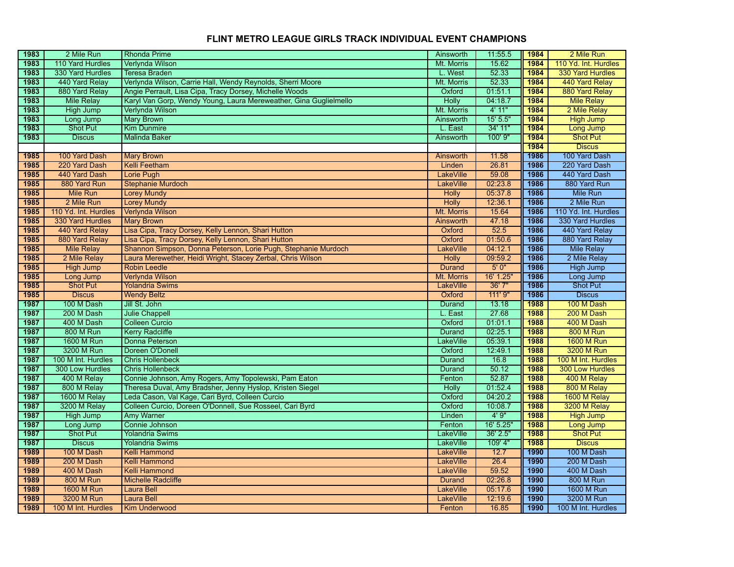# FLINT METRO LEAGUE GIRLS TRACK INDIVIDUAL EVENT CHAMPIONS

| Year | Event | Name | School | Mark | Year | Event |
|---|---|---|---|---|---|---|
| 1983 | 2 Mile Run | Rhonda Prime | Ainsworth | 11:55.5 | 1984 | 2 Mile Run |
| 1983 | 110 Yard Hurdles | Verlynda Wilson | Mt. Morris | 15.62 | 1984 | 110 Yd. Int. Hurdles |
| 1983 | 330 Yard Hurdles | Teresa Braden | L. West | 52.33 | 1984 | 330 Yard Hurdles |
| 1983 | 440 Yard Relay | Verlynda Wilson, Carrie Hall, Wendy Reynolds, Sherri Moore | Mt. Morris | 52.33 | 1984 | 440 Yard Relay |
| 1983 | 880 Yard Relay | Angie Perrault, Lisa Cipa, Tracy Dorsey, Michelle Woods | Oxford | 01:51.1 | 1984 | 880 Yard Relay |
| 1983 | Mile Relay | Karyl Van Gorp, Wendy Young, Laura Mereweather, Gina Guglielmello | Holly | 04:18.7 | 1984 | Mile Relay |
| 1983 | High Jump | Verlynda Wilson | Mt. Morris | 4' 11" | 1984 | 2 Mile Relay |
| 1983 | Long Jump | Mary Brown | Ainsworth | 15' 5.5" | 1984 | High Jump |
| 1983 | Shot Put | Kim Dunmire | L. East | 34' 11" | 1984 | Long Jump |
| 1983 | Discus | Malinda Baker | Ainsworth | 100' 9" | 1984 | Shot Put |
| | | | | | 1984 | Discus |
| 1985 | 100 Yard Dash | Mary Brown | Ainsworth | 11.58 | 1986 | 100 Yard Dash |
| 1985 | 220 Yard Dash | Kelli Feetham | Linden | 26.81 | 1986 | 220 Yard Dash |
| 1985 | 440 Yard Dash | Lorie Pugh | LakeVille | 59.08 | 1986 | 440 Yard Dash |
| 1985 | 880 Yard Run | Stephanie Murdoch | LakeVille | 02:23.8 | 1986 | 880 Yard Run |
| 1985 | Mile Run | Lorey Mundy | Holly | 05:37.8 | 1986 | Mile Run |
| 1985 | 2 Mile Run | Lorey Mundy | Holly | 12:36.1 | 1986 | 2 Mile Run |
| 1985 | 110 Yd. Int. Hurdles | Verlynda Wilson | Mt. Morris | 15.64 | 1986 | 110 Yd. Int. Hurdles |
| 1985 | 330 Yard Hurdles | Mary Brown | Ainsworth | 47.18 | 1986 | 330 Yard Hurdles |
| 1985 | 440 Yard Relay | Lisa Cipa, Tracy Dorsey, Kelly Lennon, Shari Hutton | Oxford | 52.5 | 1986 | 440 Yard Relay |
| 1985 | 880 Yard Relay | Lisa Cipa, Tracy Dorsey, Kelly Lennon, Shari Hutton | Oxford | 01:50.6 | 1986 | 880 Yard Relay |
| 1985 | Mile Relay | Shannon Simpson, Donna Peterson, Lorie Pugh, Stephanie Murdoch | LakeVille | 04:12.1 | 1986 | Mile Relay |
| 1985 | 2 Mile Relay | Laura Merewether, Heidi Wright, Stacey Zerbal, Chris Wilson | Holly | 09:59.2 | 1986 | 2 Mile Relay |
| 1985 | High Jump | Robin Leedle | Durand | 5' 0" | 1986 | High Jump |
| 1985 | Long Jump | Verlynda Wilson | Mt. Morris | 16' 1.25" | 1986 | Long Jump |
| 1985 | Shot Put | Yolandria Swims | LakeVille | 36' 7" | 1986 | Shot Put |
| 1985 | Discus | Wendy Beltz | Oxford | 111' 9" | 1986 | Discus |
| 1987 | 100 M Dash | Jill St. John | Durand | 13.18 | 1988 | 100 M Dash |
| 1987 | 200 M Dash | Julie Chappell | L. East | 27.68 | 1988 | 200 M Dash |
| 1987 | 400 M Dash | Colleen Curcio | Oxford | 01:01.1 | 1988 | 400 M Dash |
| 1987 | 800 M Run | Kerry Radcliffe | Durand | 02:25.1 | 1988 | 800 M Run |
| 1987 | 1600 M Run | Donna Peterson | LakeVille | 05:39.1 | 1988 | 1600 M Run |
| 1987 | 3200 M Run | Doreen O'Donell | Oxford | 12:49.1 | 1988 | 3200 M Run |
| 1987 | 100 M Int. Hurdles | Chris Hollenbeck | Durand | 16.8 | 1988 | 100 M Int. Hurdles |
| 1987 | 300 Low Hurdles | Chris Hollenbeck | Durand | 50.12 | 1988 | 300 Low Hurdles |
| 1987 | 400 M Relay | Connie Johnson, Amy Rogers, Amy Topolewski, Pam Eaton | Fenton | 52.87 | 1988 | 400 M Relay |
| 1987 | 800 M Relay | Theresa Duval, Amy Bradsher, Jenny Hyslop, Kristen Siegel | Holly | 01:52.4 | 1988 | 800 M Relay |
| 1987 | 1600 M Relay | Leda Cason, Val Kage, Cari Byrd, Colleen Curcio | Oxford | 04:20.2 | 1988 | 1600 M Relay |
| 1987 | 3200 M Relay | Colleen Curcio, Doreen O'Donnell, Sue Rosseel, Cari Byrd | Oxford | 10:08.7 | 1988 | 3200 M Relay |
| 1987 | High Jump | Amy Warner | Linden | 4' 9" | 1988 | High Jump |
| 1987 | Long Jump | Connie Johnson | Fenton | 16' 5.25" | 1988 | Long Jump |
| 1987 | Shot Put | Yolandria Swims | LakeVille | 36' 2.5" | 1988 | Shot Put |
| 1987 | Discus | Yolandria Swims | LakeVille | 109' 4" | 1988 | Discus |
| 1989 | 100 M Dash | Kelli Hammond | LakeVille | 12.7 | 1990 | 100 M Dash |
| 1989 | 200 M Dash | Kelli Hammond | LakeVille | 26.4 | 1990 | 200 M Dash |
| 1989 | 400 M Dash | Kelli Hammond | LakeVille | 59.52 | 1990 | 400 M Dash |
| 1989 | 800 M Run | Michelle Radcliffe | Durand | 02:26.8 | 1990 | 800 M Run |
| 1989 | 1600 M Run | Laura Bell | LakeVille | 05:17.6 | 1990 | 1600 M Run |
| 1989 | 3200 M Run | Laura Bell | LakeVille | 12:19.6 | 1990 | 3200 M Run |
| 1989 | 100 M Int. Hurdles | Kim Underwood | Fenton | 16.85 | 1990 | 100 M Int. Hurdles |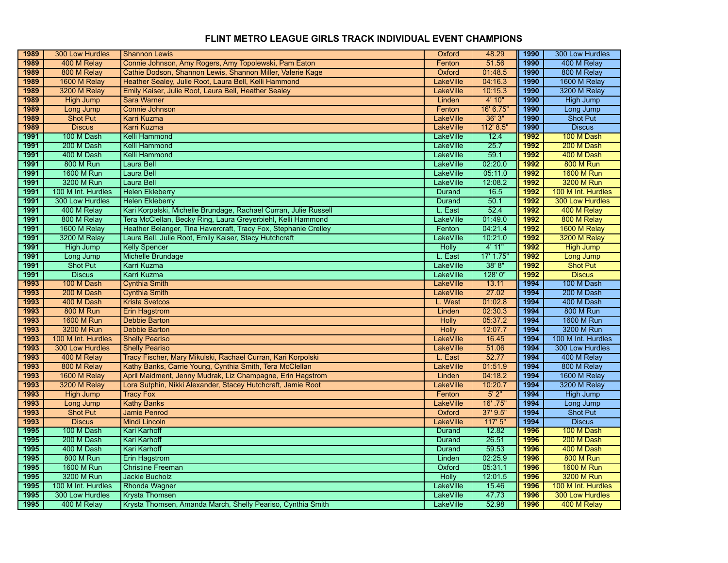# FLINT METRO LEAGUE GIRLS TRACK INDIVIDUAL EVENT CHAMPIONS

| Year | Event | Name | School | Mark | Year | Event |
|---|---|---|---|---|---|---|
| 1989 | 300 Low Hurdles | Shannon Lewis | Oxford | 48.29 | 1990 | 300 Low Hurdles |
| 1989 | 400 M Relay | Connie Johnson, Amy Rogers, Amy Topolewski, Pam Eaton | Fenton | 51.56 | 1990 | 400 M Relay |
| 1989 | 800 M Relay | Cathie Dodson, Shannon Lewis, Shannon Miller, Valerie Kage | Oxford | 01:48.5 | 1990 | 800 M Relay |
| 1989 | 1600 M Relay | Heather Sealey, Julie Root, Laura Bell, Kelli Hammond | LakeVille | 04:16.3 | 1990 | 1600 M Relay |
| 1989 | 3200 M Relay | Emily Kaiser, Julie Root, Laura Bell, Heather Sealey | LakeVille | 10:15.3 | 1990 | 3200 M Relay |
| 1989 | High Jump | Sara Warner | Linden | 4' 10" | 1990 | High Jump |
| 1989 | Long Jump | Connie Johnson | Fenton | 16' 6.75" | 1990 | Long Jump |
| 1989 | Shot Put | Karri Kuzma | LakeVille | 36' 3" | 1990 | Shot Put |
| 1989 | Discus | Karri Kuzma | LakeVille | 112' 8.5" | 1990 | Discus |
| 1991 | 100 M Dash | Kelli Hammond | LakeVille | 12.4 | 1992 | 100 M Dash |
| 1991 | 200 M Dash | Kelli Hammond | LakeVille | 25.7 | 1992 | 200 M Dash |
| 1991 | 400 M Dash | Kelli Hammond | LakeVille | 59.1 | 1992 | 400 M Dash |
| 1991 | 800 M Run | Laura Bell | LakeVille | 02:20.0 | 1992 | 800 M Run |
| 1991 | 1600 M Run | Laura Bell | LakeVille | 05:11.0 | 1992 | 1600 M Run |
| 1991 | 3200 M Run | Laura Bell | LakeVille | 12:08.2 | 1992 | 3200 M Run |
| 1991 | 100 M Int. Hurdles | Helen Ekleberry | Durand | 16.5 | 1992 | 100 M Int. Hurdles |
| 1991 | 300 Low Hurdles | Helen Ekleberry | Durand | 50.1 | 1992 | 300 Low Hurdles |
| 1991 | 400 M Relay | Kari Korpalski, Michelle Brundage, Rachael Curran, Julie Russell | L. East | 52.4 | 1992 | 400 M Relay |
| 1991 | 800 M Relay | Tera McClellan, Becky Ring, Laura Greyerbiehl, Kelli Hammond | LakeVille | 01:49.0 | 1992 | 800 M Relay |
| 1991 | 1600 M Relay | Heather Belanger, Tina Havercraft, Tracy Fox, Stephanie Crelley | Fenton | 04:21.4 | 1992 | 1600 M Relay |
| 1991 | 3200 M Relay | Laura Bell, Julie Root, Emily Kaiser, Stacy Hutchcraft | LakeVille | 10:21.0 | 1992 | 3200 M Relay |
| 1991 | High Jump | Kelly Spencer | Holly | 4' 11" | 1992 | High Jump |
| 1991 | Long Jump | Michelle Brundage | L. East | 17' 1.75" | 1992 | Long Jump |
| 1991 | Shot Put | Karri Kuzma | LakeVille | 38' 8" | 1992 | Shot Put |
| 1991 | Discus | Karri Kuzma | LakeVille | 128' 0" | 1992 | Discus |
| 1993 | 100 M Dash | Cynthia Smith | LakeVille | 13.11 | 1994 | 100 M Dash |
| 1993 | 200 M Dash | Cynthia Smith | LakeVille | 27.02 | 1994 | 200 M Dash |
| 1993 | 400 M Dash | Krista Svetcos | L. West | 01:02.8 | 1994 | 400 M Dash |
| 1993 | 800 M Run | Erin Hagstrom | Linden | 02:30.3 | 1994 | 800 M Run |
| 1993 | 1600 M Run | Debbie Barton | Holly | 05:37.2 | 1994 | 1600 M Run |
| 1993 | 3200 M Run | Debbie Barton | Holly | 12:07.7 | 1994 | 3200 M Run |
| 1993 | 100 M Int. Hurdles | Shelly Peariso | LakeVille | 16.45 | 1994 | 100 M Int. Hurdles |
| 1993 | 300 Low Hurdles | Shelly Peariso | LakeVille | 51.06 | 1994 | 300 Low Hurdles |
| 1993 | 400 M Relay | Tracy Fischer, Mary Mikulski, Rachael Curran, Kari Korpolski | L. East | 52.77 | 1994 | 400 M Relay |
| 1993 | 800 M Relay | Kathy Banks, Carrie Young, Cynthia Smith, Tera McClellan | LakeVille | 01:51.9 | 1994 | 800 M Relay |
| 1993 | 1600 M Relay | April Maidment, Jenny Mudrak, Liz Champagne, Erin Hagstrom | Linden | 04:18.2 | 1994 | 1600 M Relay |
| 1993 | 3200 M Relay | Lora Sutphin, Nikki Alexander, Stacey Hutchcraft, Jamie Root | LakeVille | 10:20.7 | 1994 | 3200 M Relay |
| 1993 | High Jump | Tracy Fox | Fenton | 5' 2" | 1994 | High Jump |
| 1993 | Long Jump | Kathy Banks | LakeVille | 16' .75" | 1994 | Long Jump |
| 1993 | Shot Put | Jamie Penrod | Oxford | 37' 9.5" | 1994 | Shot Put |
| 1993 | Discus | Mindi Lincoln | LakeVille | 117' 5" | 1994 | Discus |
| 1995 | 100 M Dash | Kari Karhoff | Durand | 12.82 | 1996 | 100 M Dash |
| 1995 | 200 M Dash | Kari Karhoff | Durand | 26.51 | 1996 | 200 M Dash |
| 1995 | 400 M Dash | Kari Karhoff | Durand | 59.53 | 1996 | 400 M Dash |
| 1995 | 800 M Run | Erin Hagstrom | Linden | 02:25.9 | 1996 | 800 M Run |
| 1995 | 1600 M Run | Christine Freeman | Oxford | 05:31.1 | 1996 | 1600 M Run |
| 1995 | 3200 M Run | Jackie Bucholz | Holly | 12:01.5 | 1996 | 3200 M Run |
| 1995 | 100 M Int. Hurdles | Rhonda Wagner | LakeVille | 15.46 | 1996 | 100 M Int. Hurdles |
| 1995 | 300 Low Hurdles | Krysta Thomsen | LakeVille | 47.73 | 1996 | 300 Low Hurdles |
| 1995 | 400 M Relay | Krysta Thomsen, Amanda March, Shelly Peariso, Cynthia Smith | LakeVille | 52.98 | 1996 | 400 M Relay |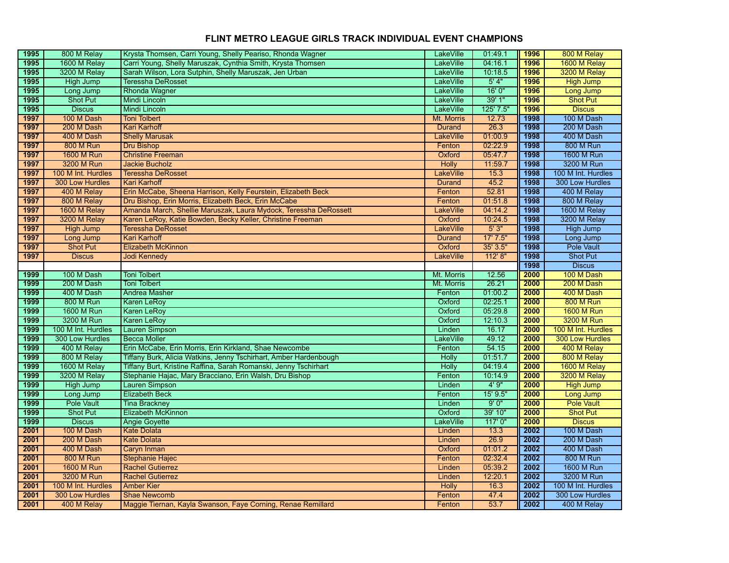# FLINT METRO LEAGUE GIRLS TRACK INDIVIDUAL EVENT CHAMPIONS

| Year | Event | Name(s) | School | Mark | Year | Event |
|---|---|---|---|---|---|---|
| 1995 | 800 M Relay | Krysta Thomsen, Carri Young, Shelly Peariso, Rhonda Wagner | LakeVille | 01:49.1 | 1996 | 800 M Relay |
| 1995 | 1600 M Relay | Carri Young, Shelly Maruszak, Cynthia Smith, Krysta Thomsen | LakeVille | 04:16.1 | 1996 | 1600 M Relay |
| 1995 | 3200 M Relay | Sarah Wilson, Lora Sutphin, Shelly Maruszak, Jen Urban | LakeVille | 10:18.5 | 1996 | 3200 M Relay |
| 1995 | High Jump | Teressha DeRosset | LakeVille | 5' 4" | 1996 | High Jump |
| 1995 | Long Jump | Rhonda Wagner | LakeVille | 16' 0" | 1996 | Long Jump |
| 1995 | Shot Put | Mindi Lincoln | LakeVille | 39' 1" | 1996 | Shot Put |
| 1995 | Discus | Mindi Lincoln | LakeVille | 125' 7.5" | 1996 | Discus |
| 1997 | 100 M Dash | Toni Tolbert | Mt. Morris | 12.73 | 1998 | 100 M Dash |
| 1997 | 200 M Dash | Kari Karhoff | Durand | 26.3 | 1998 | 200 M Dash |
| 1997 | 400 M Dash | Shelly Marusak | LakeVille | 01:00.9 | 1998 | 400 M Dash |
| 1997 | 800 M Run | Dru Bishop | Fenton | 02:22.9 | 1998 | 800 M Run |
| 1997 | 1600 M Run | Christine Freeman | Oxford | 05:47.7 | 1998 | 1600 M Run |
| 1997 | 3200 M Run | Jackie Bucholz | Holly | 11:59.7 | 1998 | 3200 M Run |
| 1997 | 100 M Int. Hurdles | Teressha DeRosset | LakeVille | 15.3 | 1998 | 100 M Int. Hurdles |
| 1997 | 300 Low Hurdles | Kari Karhoff | Durand | 45.2 | 1998 | 300 Low Hurdles |
| 1997 | 400 M Relay | Erin McCabe, Sheena Harrison, Kelly Feurstein, Elizabeth Beck | Fenton | 52.81 | 1998 | 400 M Relay |
| 1997 | 800 M Relay | Dru Bishop, Erin Morris, Elizabeth Beck, Erin McCabe | Fenton | 01:51.8 | 1998 | 800 M Relay |
| 1997 | 1600 M Relay | Amanda March, Shellie Maruszak, Laura Mydock, Teressha DeRossett | LakeVille | 04:14.2 | 1998 | 1600 M Relay |
| 1997 | 3200 M Relay | Karen LeRoy, Katie Bowden, Becky Keller, Christine Freeman | Oxford | 10:24.5 | 1998 | 3200 M Relay |
| 1997 | High Jump | Teressha DeRosset | LakeVille | 5' 3" | 1998 | High Jump |
| 1997 | Long Jump | Kari Karhoff | Durand | 17' 7.5" | 1998 | Long Jump |
| 1997 | Shot Put | Elizabeth McKinnon | Oxford | 35' 3.5" | 1998 | Pole Vault |
| 1997 | Discus | Jodi Kennedy | LakeVille | 112' 8" | 1998 | Shot Put |
| | | | | | 1998 | Discus |
| 1999 | 100 M Dash | Toni Tolbert | Mt. Morris | 12.56 | 2000 | 100 M Dash |
| 1999 | 200 M Dash | Toni Tolbert | Mt. Morris | 26.21 | 2000 | 200 M Dash |
| 1999 | 400 M Dash | Andrea Masher | Fenton | 01:00.2 | 2000 | 400 M Dash |
| 1999 | 800 M Run | Karen LeRoy | Oxford | 02:25.1 | 2000 | 800 M Run |
| 1999 | 1600 M Run | Karen LeRoy | Oxford | 05:29.8 | 2000 | 1600 M Run |
| 1999 | 3200 M Run | Karen LeRoy | Oxford | 12:10.3 | 2000 | 3200 M Run |
| 1999 | 100 M Int. Hurdles | Lauren Simpson | Linden | 16.17 | 2000 | 100 M Int. Hurdles |
| 1999 | 300 Low Hurdles | Becca Moller | LakeVille | 49.12 | 2000 | 300 Low Hurdles |
| 1999 | 400 M Relay | Erin McCabe, Erin Morris, Erin Kirkland, Shae Newcombe | Fenton | 54.15 | 2000 | 400 M Relay |
| 1999 | 800 M Relay | Tiffany Burk, Alicia Watkins, Jenny Tschirhart, Amber Hardenbough | Holly | 01:51.7 | 2000 | 800 M Relay |
| 1999 | 1600 M Relay | Tiffany Burt, Kristine Raffina, Sarah Romanski, Jenny Tschirhart | Holly | 04:19.4 | 2000 | 1600 M Relay |
| 1999 | 3200 M Relay | Stephanie Hajac, Mary Bracciano, Erin Walsh, Dru Bishop | Fenton | 10:14.9 | 2000 | 3200 M Relay |
| 1999 | High Jump | Lauren Simpson | Linden | 4' 9" | 2000 | High Jump |
| 1999 | Long Jump | Elizabeth Beck | Fenton | 15' 9.5" | 2000 | Long Jump |
| 1999 | Pole Vault | Tina Brackney | Linden | 9' 0" | 2000 | Pole Vault |
| 1999 | Shot Put | Elizabeth McKinnon | Oxford | 39' 10" | 2000 | Shot Put |
| 1999 | Discus | Angie Goyette | LakeVille | 117' 0" | 2000 | Discus |
| 2001 | 100 M Dash | Kate Dolata | Linden | 13.3 | 2002 | 100 M Dash |
| 2001 | 200 M Dash | Kate Dolata | Linden | 26.9 | 2002 | 200 M Dash |
| 2001 | 400 M Dash | Caryn Inman | Oxford | 01:01.2 | 2002 | 400 M Dash |
| 2001 | 800 M Run | Stephanie Hajec | Fenton | 02:32.4 | 2002 | 800 M Run |
| 2001 | 1600 M Run | Rachel Gutierrez | Linden | 05:39.2 | 2002 | 1600 M Run |
| 2001 | 3200 M Run | Rachel Gutierrez | Linden | 12:20.1 | 2002 | 3200 M Run |
| 2001 | 100 M Int. Hurdles | Amber Kier | Holly | 16.3 | 2002 | 100 M Int. Hurdles |
| 2001 | 300 Low Hurdles | Shae Newcomb | Fenton | 47.4 | 2002 | 300 Low Hurdles |
| 2001 | 400 M Relay | Maggie Tiernan, Kayla Swanson, Faye Corning, Renae Remillard | Fenton | 53.7 | 2002 | 400 M Relay |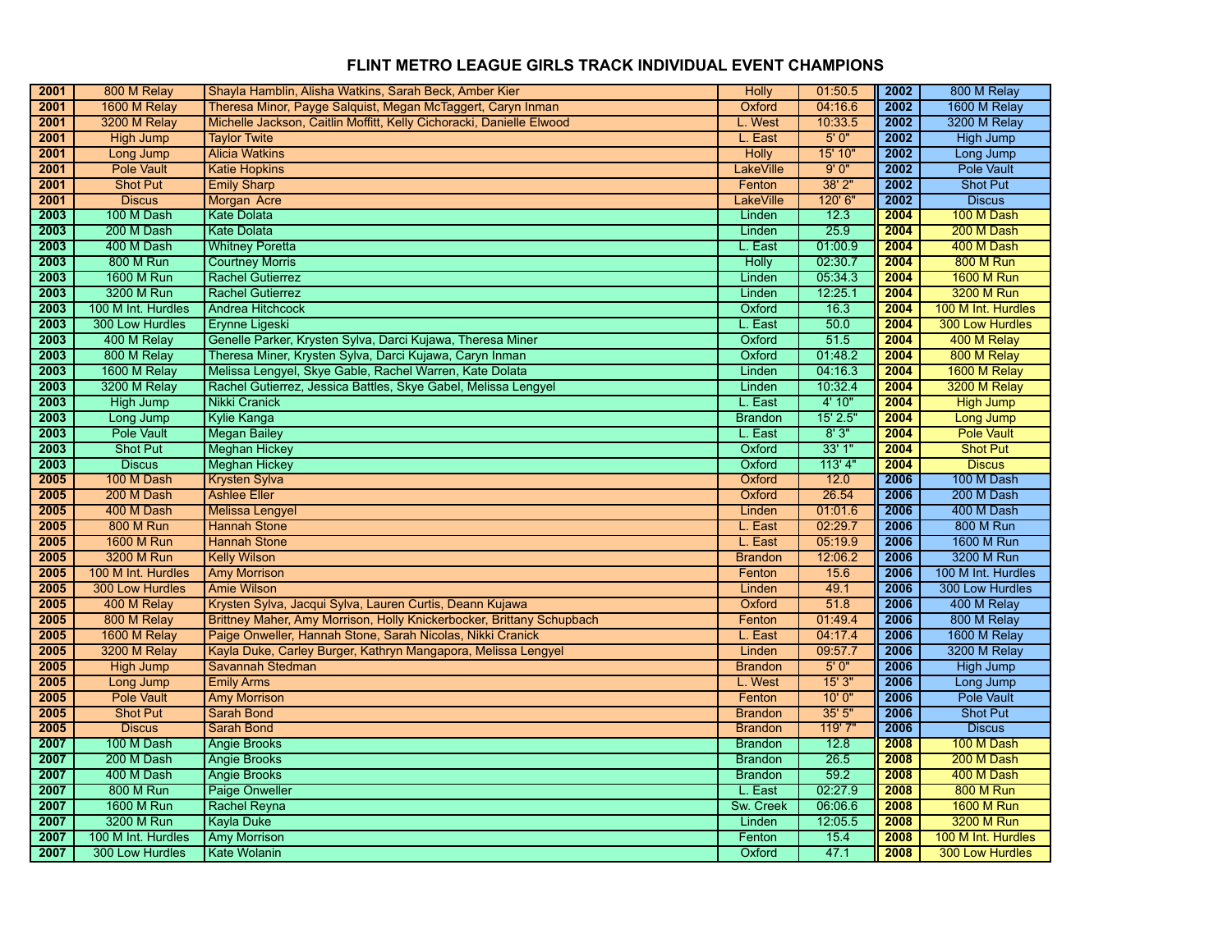# FLINT METRO LEAGUE GIRLS TRACK INDIVIDUAL EVENT CHAMPIONS

| | | | | | | |
|---|---|---|---|---|---|---|
| 2001 | 800 M Relay | Shayla Hamblin, Alisha Watkins, Sarah Beck, Amber Kier | Holly | 01:50.5 | 2002 | 800 M Relay |
| 2001 | 1600 M Relay | Theresa Minor, Payge Salquist, Megan McTaggert, Caryn Inman | Oxford | 04:16.6 | 2002 | 1600 M Relay |
| 2001 | 3200 M Relay | Michelle Jackson, Caitlin Moffitt, Kelly Cichoracki, Danielle Elwood | L. West | 10:33.5 | 2002 | 3200 M Relay |
| 2001 | High Jump | Taylor Twite | L. East | 5' 0" | 2002 | High Jump |
| 2001 | Long Jump | Alicia Watkins | Holly | 15' 10" | 2002 | Long Jump |
| 2001 | Pole Vault | Katie Hopkins | LakeVille | 9' 0" | 2002 | Pole Vault |
| 2001 | Shot Put | Emily Sharp | Fenton | 38' 2" | 2002 | Shot Put |
| 2001 | Discus | Morgan Acre | LakeVille | 120' 6" | 2002 | Discus |
| 2003 | 100 M Dash | Kate Dolata | Linden | 12.3 | 2004 | 100 M Dash |
| 2003 | 200 M Dash | Kate Dolata | Linden | 25.9 | 2004 | 200 M Dash |
| 2003 | 400 M Dash | Whitney Poretta | L. East | 01:00.9 | 2004 | 400 M Dash |
| 2003 | 800 M Run | Courtney Morris | Holly | 02:30.7 | 2004 | 800 M Run |
| 2003 | 1600 M Run | Rachel Gutierrez | Linden | 05:34.3 | 2004 | 1600 M Run |
| 2003 | 3200 M Run | Rachel Gutierrez | Linden | 12:25.1 | 2004 | 3200 M Run |
| 2003 | 100 M Int. Hurdles | Andrea Hitchcock | Oxford | 16.3 | 2004 | 100 M Int. Hurdles |
| 2003 | 300 Low Hurdles | Erynne Ligeski | L. East | 50.0 | 2004 | 300 Low Hurdles |
| 2003 | 400 M Relay | Genelle Parker, Krysten Sylva, Darci Kujawa, Theresa Miner | Oxford | 51.5 | 2004 | 400 M Relay |
| 2003 | 800 M Relay | Theresa Miner, Krysten Sylva, Darci Kujawa, Caryn Inman | Oxford | 01:48.2 | 2004 | 800 M Relay |
| 2003 | 1600 M Relay | Melissa Lengyel, Skye Gable, Rachel Warren, Kate Dolata | Linden | 04:16.3 | 2004 | 1600 M Relay |
| 2003 | 3200 M Relay | Rachel Gutierrez, Jessica Battles, Skye Gabel, Melissa Lengyel | Linden | 10:32.4 | 2004 | 3200 M Relay |
| 2003 | High Jump | Nikki Cranick | L. East | 4' 10" | 2004 | High Jump |
| 2003 | Long Jump | Kylie Kanga | Brandon | 15' 2.5" | 2004 | Long Jump |
| 2003 | Pole Vault | Megan Bailey | L. East | 8' 3" | 2004 | Pole Vault |
| 2003 | Shot Put | Meghan Hickey | Oxford | 33' 1" | 2004 | Shot Put |
| 2003 | Discus | Meghan Hickey | Oxford | 113' 4" | 2004 | Discus |
| 2005 | 100 M Dash | Krysten Sylva | Oxford | 12.0 | 2006 | 100 M Dash |
| 2005 | 200 M Dash | Ashlee Eller | Oxford | 26.54 | 2006 | 200 M Dash |
| 2005 | 400 M Dash | Melissa Lengyel | Linden | 01:01.6 | 2006 | 400 M Dash |
| 2005 | 800 M Run | Hannah Stone | L. East | 02:29.7 | 2006 | 800 M Run |
| 2005 | 1600 M Run | Hannah Stone | L. East | 05:19.9 | 2006 | 1600 M Run |
| 2005 | 3200 M Run | Kelly Wilson | Brandon | 12:06.2 | 2006 | 3200 M Run |
| 2005 | 100 M Int. Hurdles | Amy Morrison | Fenton | 15.6 | 2006 | 100 M Int. Hurdles |
| 2005 | 300 Low Hurdles | Amie Wilson | Linden | 49.1 | 2006 | 300 Low Hurdles |
| 2005 | 400 M Relay | Krysten Sylva, Jacqui Sylva, Lauren Curtis, Deann Kujawa | Oxford | 51.8 | 2006 | 400 M Relay |
| 2005 | 800 M Relay | Brittney Maher, Amy Morrison, Holly Knickerbocker, Brittany Schupbach | Fenton | 01:49.4 | 2006 | 800 M Relay |
| 2005 | 1600 M Relay | Paige Onweller, Hannah Stone, Sarah Nicolas, Nikki Cranick | L. East | 04:17.4 | 2006 | 1600 M Relay |
| 2005 | 3200 M Relay | Kayla Duke, Carley Burger, Kathryn Mangapora, Melissa Lengyel | Linden | 09:57.7 | 2006 | 3200 M Relay |
| 2005 | High Jump | Savannah Stedman | Brandon | 5' 0" | 2006 | High Jump |
| 2005 | Long Jump | Emily Arms | L. West | 15' 3" | 2006 | Long Jump |
| 2005 | Pole Vault | Amy Morrison | Fenton | 10' 0" | 2006 | Pole Vault |
| 2005 | Shot Put | Sarah Bond | Brandon | 35' 5" | 2006 | Shot Put |
| 2005 | Discus | Sarah Bond | Brandon | 119' 7" | 2006 | Discus |
| 2007 | 100 M Dash | Angie Brooks | Brandon | 12.8 | 2008 | 100 M Dash |
| 2007 | 200 M Dash | Angie Brooks | Brandon | 26.5 | 2008 | 200 M Dash |
| 2007 | 400 M Dash | Angie Brooks | Brandon | 59.2 | 2008 | 400 M Dash |
| 2007 | 800 M Run | Paige Onweller | L. East | 02:27.9 | 2008 | 800 M Run |
| 2007 | 1600 M Run | Rachel Reyna | Sw. Creek | 06:06.6 | 2008 | 1600 M Run |
| 2007 | 3200 M Run | Kayla Duke | Linden | 12:05.5 | 2008 | 3200 M Run |
| 2007 | 100 M Int. Hurdles | Amy Morrison | Fenton | 15.4 | 2008 | 100 M Int. Hurdles |
| 2007 | 300 Low Hurdles | Kate Wolanin | Oxford | 47.1 | 2008 | 300 Low Hurdles |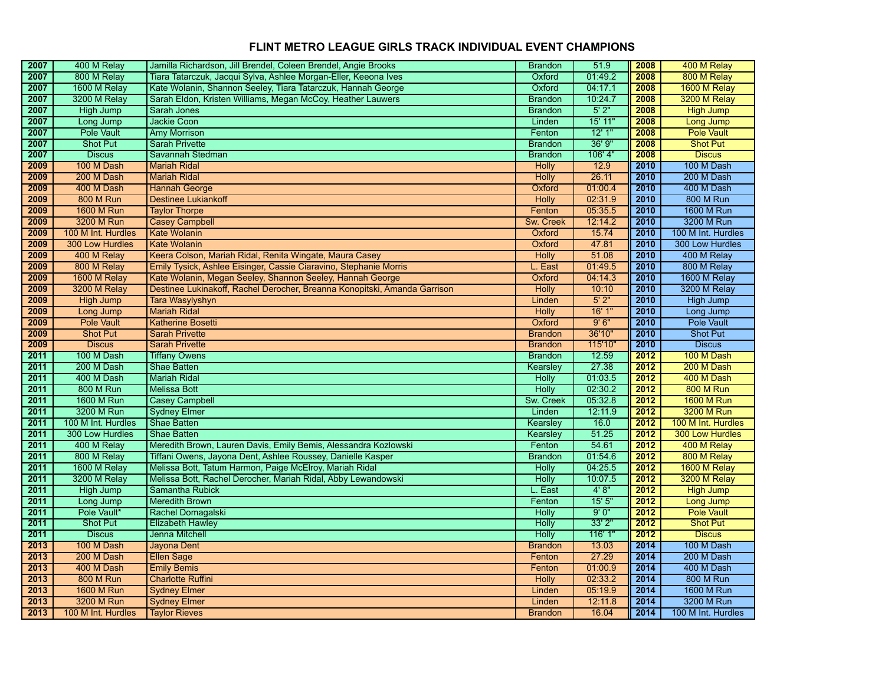# FLINT METRO LEAGUE GIRLS TRACK INDIVIDUAL EVENT CHAMPIONS

| Year | Event | Name | School | Mark | Year | Event |
|---|---|---|---|---|---|---|
| 2007 | 400 M Relay | Jamilla Richardson, Jill Brendel, Coleen Brendel, Angie Brooks | Brandon | 51.9 | 2008 | 400 M Relay |
| 2007 | 800 M Relay | Tiara Tatarczuk, Jacqui Sylva, Ashlee Morgan-Eller, Keeona Ives | Oxford | 01:49.2 | 2008 | 800 M Relay |
| 2007 | 1600 M Relay | Kate Wolanin, Shannon Seeley, Tiara Tatarczuk, Hannah George | Oxford | 04:17.1 | 2008 | 1600 M Relay |
| 2007 | 3200 M Relay | Sarah Eldon, Kristen Williams, Megan McCoy, Heather Lauwers | Brandon | 10:24.7 | 2008 | 3200 M Relay |
| 2007 | High Jump | Sarah Jones | Brandon | 5' 2" | 2008 | High Jump |
| 2007 | Long Jump | Jackie Coon | Linden | 15' 11" | 2008 | Long Jump |
| 2007 | Pole Vault | Amy Morrison | Fenton | 12' 1" | 2008 | Pole Vault |
| 2007 | Shot Put | Sarah Privette | Brandon | 36' 9" | 2008 | Shot Put |
| 2007 | Discus | Savannah Stedman | Brandon | 106' 4" | 2008 | Discus |
| 2009 | 100 M Dash | Mariah Ridal | Holly | 12.9 | 2010 | 100 M Dash |
| 2009 | 200 M Dash | Mariah Ridal | Holly | 26.11 | 2010 | 200 M Dash |
| 2009 | 400 M Dash | Hannah George | Oxford | 01:00.4 | 2010 | 400 M Dash |
| 2009 | 800 M Run | Destinee Lukiankoff | Holly | 02:31.9 | 2010 | 800 M Run |
| 2009 | 1600 M Run | Taylor Thorpe | Fenton | 05:35.5 | 2010 | 1600 M Run |
| 2009 | 3200 M Run | Casey Campbell | Sw. Creek | 12:14.2 | 2010 | 3200 M Run |
| 2009 | 100 M Int. Hurdles | Kate Wolanin | Oxford | 15.74 | 2010 | 100 M Int. Hurdles |
| 2009 | 300 Low Hurdles | Kate Wolanin | Oxford | 47.81 | 2010 | 300 Low Hurdles |
| 2009 | 400 M Relay | Keera Colson, Mariah Ridal, Renita Wingate, Maura Casey | Holly | 51.08 | 2010 | 400 M Relay |
| 2009 | 800 M Relay | Emily Tysick, Ashlee Eisinger, Cassie Ciaravino, Stephanie Morris | L. East | 01:49.5 | 2010 | 800 M Relay |
| 2009 | 1600 M Relay | Kate Wolanin, Megan Seeley, Shannon Seeley, Hannah George | Oxford | 04:14.3 | 2010 | 1600 M Relay |
| 2009 | 3200 M Relay | Destinee Lukinakoff, Rachel Derocher, Breanna Konopitski, Amanda Garrison | Holly | 10:10 | 2010 | 3200 M Relay |
| 2009 | High Jump | Tara Wasylyshyn | Linden | 5' 2" | 2010 | High Jump |
| 2009 | Long Jump | Mariah Ridal | Holly | 16' 1" | 2010 | Long Jump |
| 2009 | Pole Vault | Katherine Bosetti | Oxford | 9' 6" | 2010 | Pole Vault |
| 2009 | Shot Put | Sarah Privette | Brandon | 36'10" | 2010 | Shot Put |
| 2009 | Discus | Sarah Privette | Brandon | 115'10" | 2010 | Discus |
| 2011 | 100 M Dash | Tiffany Owens | Brandon | 12.59 | 2012 | 100 M Dash |
| 2011 | 200 M Dash | Shae Batten | Kearsley | 27.38 | 2012 | 200 M Dash |
| 2011 | 400 M Dash | Mariah Ridal | Holly | 01:03.5 | 2012 | 400 M Dash |
| 2011 | 800 M Run | Melissa Bott | Holly | 02:30.2 | 2012 | 800 M Run |
| 2011 | 1600 M Run | Casey Campbell | Sw. Creek | 05:32.8 | 2012 | 1600 M Run |
| 2011 | 3200 M Run | Sydney Elmer | Linden | 12:11.9 | 2012 | 3200 M Run |
| 2011 | 100 M Int. Hurdles | Shae Batten | Kearsley | 16.0 | 2012 | 100 M Int. Hurdles |
| 2011 | 300 Low Hurdles | Shae Batten | Kearsley | 51.25 | 2012 | 300 Low Hurdles |
| 2011 | 400 M Relay | Meredith Brown, Lauren Davis, Emily Bemis, Alessandra Kozlowski | Fenton | 54.61 | 2012 | 400 M Relay |
| 2011 | 800 M Relay | Tiffani Owens, Jayona Dent, Ashlee Roussey, Danielle Kasper | Brandon | 01:54.6 | 2012 | 800 M Relay |
| 2011 | 1600 M Relay | Melissa Bott, Tatum Harmon, Paige McElroy, Mariah Ridal | Holly | 04:25.5 | 2012 | 1600 M Relay |
| 2011 | 3200 M Relay | Melissa Bott, Rachel Derocher, Mariah Ridal, Abby Lewandowski | Holly | 10:07.5 | 2012 | 3200 M Relay |
| 2011 | High Jump | Samantha Rubick | L. East | 4' 8" | 2012 | High Jump |
| 2011 | Long Jump | Meredith Brown | Fenton | 15' 5" | 2012 | Long Jump |
| 2011 | Pole Vault* | Rachel Domagalski | Holly | 9' 0" | 2012 | Pole Vault |
| 2011 | Shot Put | Elizabeth Hawley | Holly | 33' 2" | 2012 | Shot Put |
| 2011 | Discus | Jenna Mitchell | Holly | 116' 1" | 2012 | Discus |
| 2013 | 100 M Dash | Jayona Dent | Brandon | 13.03 | 2014 | 100 M Dash |
| 2013 | 200 M Dash | Ellen Sage | Fenton | 27.29 | 2014 | 200 M Dash |
| 2013 | 400 M Dash | Emily Bemis | Fenton | 01:00.9 | 2014 | 400 M Dash |
| 2013 | 800 M Run | Charlotte Ruffini | Holly | 02:33.2 | 2014 | 800 M Run |
| 2013 | 1600 M Run | Sydney Elmer | Linden | 05:19.9 | 2014 | 1600 M Run |
| 2013 | 3200 M Run | Sydney Elmer | Linden | 12:11.8 | 2014 | 3200 M Run |
| 2013 | 100 M Int. Hurdles | Taylor Rieves | Brandon | 16.04 | 2014 | 100 M Int. Hurdles |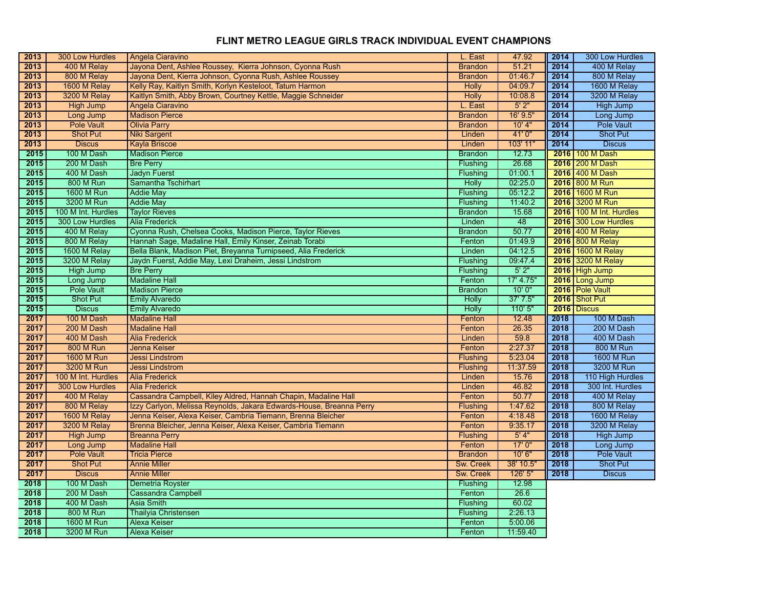# FLINT METRO LEAGUE GIRLS TRACK INDIVIDUAL EVENT CHAMPIONS

| Year | Event | Name | School | Mark |
|---|---|---|---|---|
| 2013 | 300 Low Hurdles | Angela Ciaravino | L. East | 47.92 |
| 2013 | 400 M Relay | Jayona Dent, Ashlee Roussey, Kierra Johnson, Cyonna Rush | Brandon | 51.21 |
| 2013 | 800 M Relay | Jayona Dent, Kierra Johnson, Cyonna Rush, Ashlee Roussey | Brandon | 01:46.7 |
| 2013 | 1600 M Relay | Kelly Ray, Kaitlyn Smith, Korlyn Kesteloot, Tatum Harmon | Holly | 04:09.7 |
| 2013 | 3200 M Relay | Kaitlyn Smith, Abby Brown, Courtney Kettle, Maggie Schneider | Holly | 10:08.8 |
| 2013 | High Jump | Angela Ciaravino | L. East | 5' 2" |
| 2013 | Long Jump | Madison Pierce | Brandon | 16' 9.5" |
| 2013 | Pole Vault | Olivia Parry | Brandon | 10' 4" |
| 2013 | Shot Put | Niki Sargent | Linden | 41' 0" |
| 2013 | Discus | Kayla Briscoe | Linden | 103' 11" |
| 2015 | 100 M Dash | Madison Pierce | Brandon | 12.73 |
| 2015 | 200 M Dash | Bre Perry | Flushing | 26.68 |
| 2015 | 400 M Dash | Jadyn Fuerst | Flushing | 01:00.1 |
| 2015 | 800 M Run | Samantha Tschirhart | Holly | 02:25.0 |
| 2015 | 1600 M Run | Addie May | Flushing | 05:12.2 |
| 2015 | 3200 M Run | Addie May | Flushing | 11:40.2 |
| 2015 | 100 M Int. Hurdles | Taylor Rieves | Brandon | 15.68 |
| 2015 | 300 Low Hurdles | Alia Frederick | Linden | 48 |
| 2015 | 400 M Relay | Cyonna Rush, Chelsea Cooks, Madison Pierce, Taylor Rieves | Brandon | 50.77 |
| 2015 | 800 M Relay | Hannah Sage, Madaline Hall, Emily Kinser, Zeinab Torabi | Fenton | 01:49.9 |
| 2015 | 1600 M Relay | Bella Blank, Madison Piet, Breyanna Turnipseed, Alia Frederick | Linden | 04:12.5 |
| 2015 | 3200 M Relay | Jaydn Fuerst, Addie May, Lexi Draheim, Jessi Lindstrom | Flushing | 09:47.4 |
| 2015 | High Jump | Bre Perry | Flushing | 5' 2" |
| 2015 | Long Jump | Madaline Hall | Fenton | 17' 4.75" |
| 2015 | Pole Vault | Madison Pierce | Brandon | 10' 0" |
| 2015 | Shot Put | Emily Alvaredo | Holly | 37' 7.5" |
| 2015 | Discus | Emily Alvaredo | Holly | 110' 5" |
| 2017 | 100 M Dash | Madaline Hall | Fenton | 12.48 |
| 2017 | 200 M Dash | Madaline Hall | Fenton | 26.35 |
| 2017 | 400 M Dash | Alia Frederick | Linden | 59.8 |
| 2017 | 800 M Run | Jenna Keiser | Fenton | 2:27.37 |
| 2017 | 1600 M Run | Jessi Lindstrom | Flushing | 5:23.04 |
| 2017 | 3200 M Run | Jessi Lindstrom | Flushing | 11:37.59 |
| 2017 | 100 M Int. Hurdles | Alia Frederick | Linden | 15.76 |
| 2017 | 300 Low Hurdles | Alia Frederick | Linden | 46.82 |
| 2017 | 400 M Relay | Cassandra Campbell, Kiley Aldred, Hannah Chapin, Madaline Hall | Fenton | 50.77 |
| 2017 | 800 M Relay | Izzy Carlyon, Melissa Reynolds, Jakara Edwards-House, Breanna Perry | Flushing | 1:47.62 |
| 2017 | 1600 M Relay | Jenna Keiser, Alexa Keiser, Cambria Tiemann, Brenna Bleicher | Fenton | 4:18.48 |
| 2017 | 3200 M Relay | Brenna Bleicher, Jenna Keiser, Alexa Keiser, Cambria Tiemann | Fenton | 9:35.17 |
| 2017 | High Jump | Breanna Perry | Flushing | 5' 4" |
| 2017 | Long Jump | Madaline Hall | Fenton | 17' 0" |
| 2017 | Pole Vault | Tricia Pierce | Brandon | 10' 6" |
| 2017 | Shot Put | Annie Miller | Sw. Creek | 38' 10.5" |
| 2017 | Discus | Annie Miller | Sw. Creek | 126' 5" |
| 2018 | 100 M Dash | Demetria Royster | Flushing | 12.98 |
| 2018 | 200 M Dash | Cassandra Campbell | Fenton | 26.6 |
| 2018 | 400 M Dash | Asia Smith | Flushing | 60.02 |
| 2018 | 800 M Run | Thailyia Christensen | Flushing | 2:26.13 |
| 2018 | 1600 M Run | Alexa Keiser | Fenton | 5:00.06 |
| 2018 | 3200 M Run | Alexa Keiser | Fenton | 11:59.40 |

| Year | Event |
|---|---|
| 2014 | 300 Low Hurdles |
| 2014 | 400 M Relay |
| 2014 | 800 M Relay |
| 2014 | 1600 M Relay |
| 2014 | 3200 M Relay |
| 2014 | High Jump |
| 2014 | Long Jump |
| 2014 | Pole Vault |
| 2014 | Shot Put |
| 2014 | Discus |
| 2016 | 100 M Dash |
| 2016 | 200 M Dash |
| 2016 | 400 M Dash |
| 2016 | 800 M Run |
| 2016 | 1600 M Run |
| 2016 | 3200 M Run |
| 2016 | 100 M Int. Hurdles |
| 2016 | 300 Low Hurdles |
| 2016 | 400 M Relay |
| 2016 | 800 M Relay |
| 2016 | 1600 M Relay |
| 2016 | 3200 M Relay |
| 2016 | High Jump |
| 2016 | Long Jump |
| 2016 | Pole Vault |
| 2016 | Shot Put |
| 2016 | Discus |
| 2018 | 100 M Dash |
| 2018 | 200 M Dash |
| 2018 | 400 M Dash |
| 2018 | 800 M Run |
| 2018 | 1600 M Run |
| 2018 | 3200 M Run |
| 2018 | 110 High Hurdles |
| 2018 | 300 Int. Hurdles |
| 2018 | 400 M Relay |
| 2018 | 800 M Relay |
| 2018 | 1600 M Relay |
| 2018 | 3200 M Relay |
| 2018 | High Jump |
| 2018 | Long Jump |
| 2018 | Pole Vault |
| 2018 | Shot Put |
| 2018 | Discus |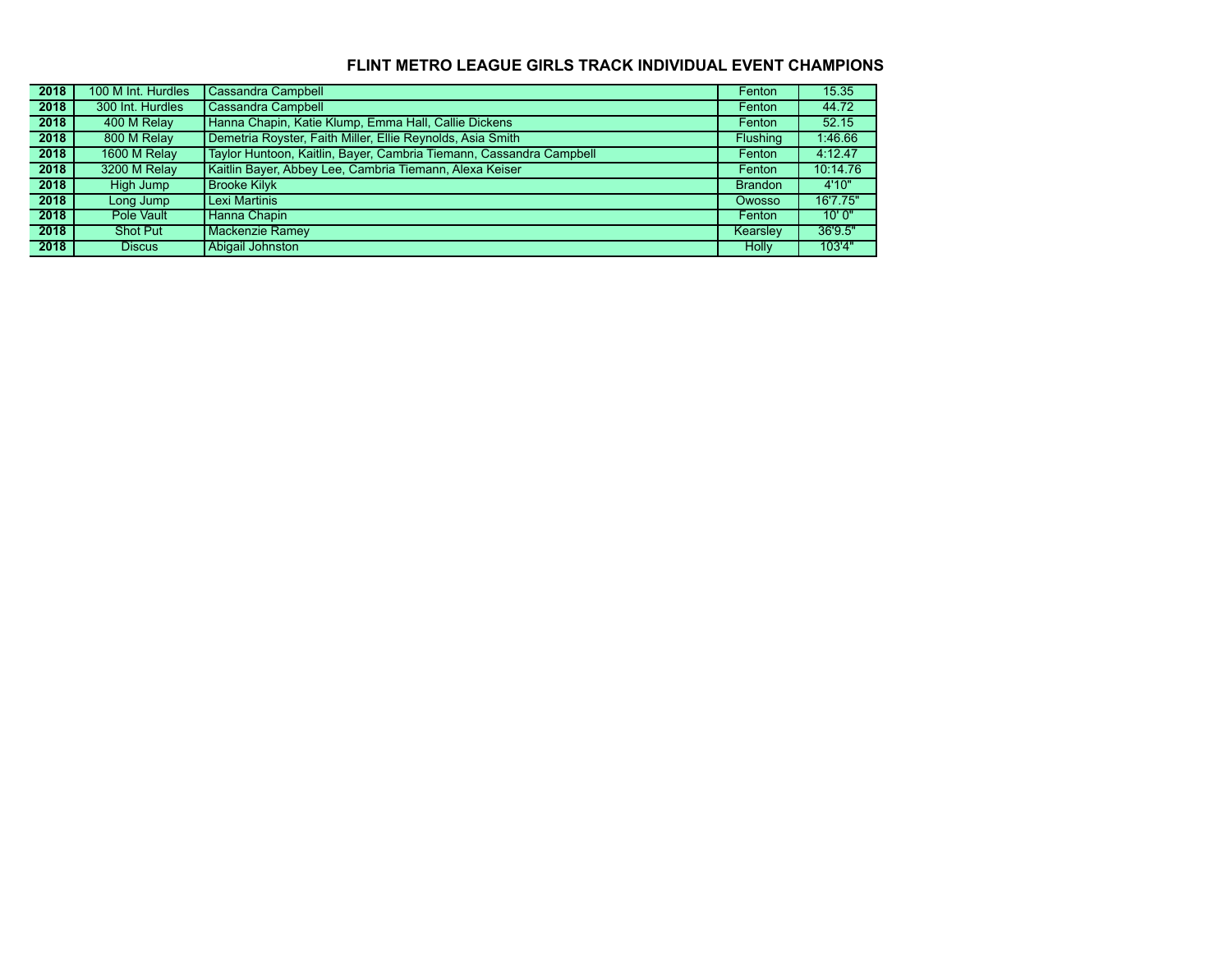# FLINT METRO LEAGUE GIRLS TRACK INDIVIDUAL EVENT CHAMPIONS

| | | | | |
|---|---|---|---|---|
| **2018** | 100 M Int. Hurdles | Cassandra Campbell | Fenton | 15.35 |
| **2018** | 300 Int. Hurdles | Cassandra Campbell | Fenton | 44.72 |
| **2018** | 400 M Relay | Hanna Chapin, Katie Klump, Emma Hall, Callie Dickens | Fenton | 52.15 |
| **2018** | 800 M Relay | Demetria Royster, Faith Miller, Ellie Reynolds, Asia Smith | Flushing | 1:46.66 |
| **2018** | 1600 M Relay | Taylor Huntoon, Kaitlin, Bayer, Cambria Tiemann, Cassandra Campbell | Fenton | 4:12.47 |
| **2018** | 3200 M Relay | Kaitlin Bayer, Abbey Lee, Cambria Tiemann, Alexa Keiser | Fenton | 10:14.76 |
| **2018** | High Jump | Brooke Kilyk | Brandon | 4'10" |
| **2018** | Long Jump | Lexi Martinis | Owosso | 16'7.75" |
| **2018** | Pole Vault | Hanna Chapin | Fenton | 10' 0" |
| **2018** | Shot Put | Mackenzie Ramey | Kearsley | 36'9.5" |
| **2018** | Discus | Abigail Johnston | Holly | 103'4" |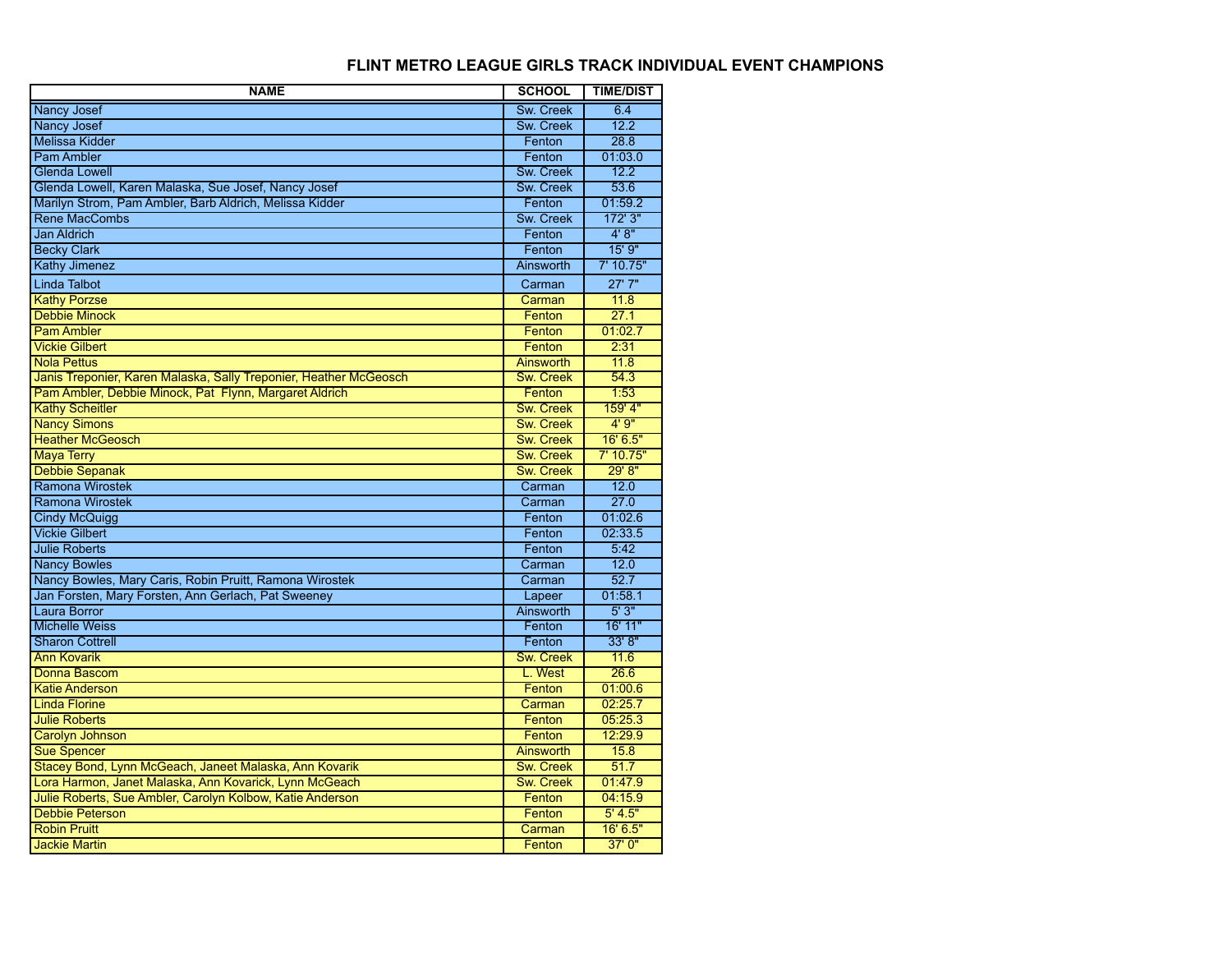# FLINT METRO LEAGUE GIRLS TRACK INDIVIDUAL EVENT CHAMPIONS

| NAME | SCHOOL | TIME/DIST |
|---|---|---|
| Nancy Josef | Sw. Creek | 6.4 |
| Nancy Josef | Sw. Creek | 12.2 |
| Melissa Kidder | Fenton | 28.8 |
| Pam Ambler | Fenton | 01:03.0 |
| Glenda Lowell | Sw. Creek | 12.2 |
| Glenda Lowell, Karen Malaska, Sue Josef, Nancy Josef | Sw. Creek | 53.6 |
| Marilyn Strom, Pam Ambler, Barb Aldrich, Melissa Kidder | Fenton | 01:59.2 |
| Rene MacCombs | Sw. Creek | 172' 3" |
| Jan Aldrich | Fenton | 4' 8" |
| Becky Clark | Fenton | 15' 9" |
| Kathy Jimenez | Ainsworth | 7' 10.75" |
| Linda Talbot | Carman | 27' 7" |
| Kathy Porzse | Carman | 11.8 |
| Debbie Minock | Fenton | 27.1 |
| Pam Ambler | Fenton | 01:02.7 |
| Vickie Gilbert | Fenton | 2:31 |
| Nola Pettus | Ainsworth | 11.8 |
| Janis Treponier, Karen Malaska, Sally Treponier, Heather McGeosch | Sw. Creek | 54.3 |
| Pam Ambler, Debbie Minock, Pat Flynn, Margaret Aldrich | Fenton | 1:53 |
| Kathy Scheitler | Sw. Creek | 159' 4" |
| Nancy Simons | Sw. Creek | 4' 9" |
| Heather McGeosch | Sw. Creek | 16' 6.5" |
| Maya Terry | Sw. Creek | 7' 10.75" |
| Debbie Sepanak | Sw. Creek | 29' 8" |
| Ramona Wirostek | Carman | 12.0 |
| Ramona Wirostek | Carman | 27.0 |
| Cindy McQuigg | Fenton | 01:02.6 |
| Vickie Gilbert | Fenton | 02:33.5 |
| Julie Roberts | Fenton | 5:42 |
| Nancy Bowles | Carman | 12.0 |
| Nancy Bowles, Mary Caris, Robin Pruitt, Ramona Wirostek | Carman | 52.7 |
| Jan Forsten, Mary Forsten, Ann Gerlach, Pat Sweeney | Lapeer | 01:58.1 |
| Laura Borror | Ainsworth | 5' 3" |
| Michelle Weiss | Fenton | 16' 11" |
| Sharon Cottrell | Fenton | 33' 8" |
| Ann Kovarik | Sw. Creek | 11.6 |
| Donna Bascom | L. West | 26.6 |
| Katie Anderson | Fenton | 01:00.6 |
| Linda Florine | Carman | 02:25.7 |
| Julie Roberts | Fenton | 05:25.3 |
| Carolyn Johnson | Fenton | 12:29.9 |
| Sue Spencer | Ainsworth | 15.8 |
| Stacey Bond, Lynn McGeach, Janeet Malaska, Ann Kovarik | Sw. Creek | 51.7 |
| Lora Harmon, Janet Malaska, Ann Kovarick, Lynn McGeach | Sw. Creek | 01:47.9 |
| Julie Roberts, Sue Ambler, Carolyn Kolbow, Katie Anderson | Fenton | 04:15.9 |
| Debbie Peterson | Fenton | 5' 4.5" |
| Robin Pruitt | Carman | 16' 6.5" |
| Jackie Martin | Fenton | 37' 0" |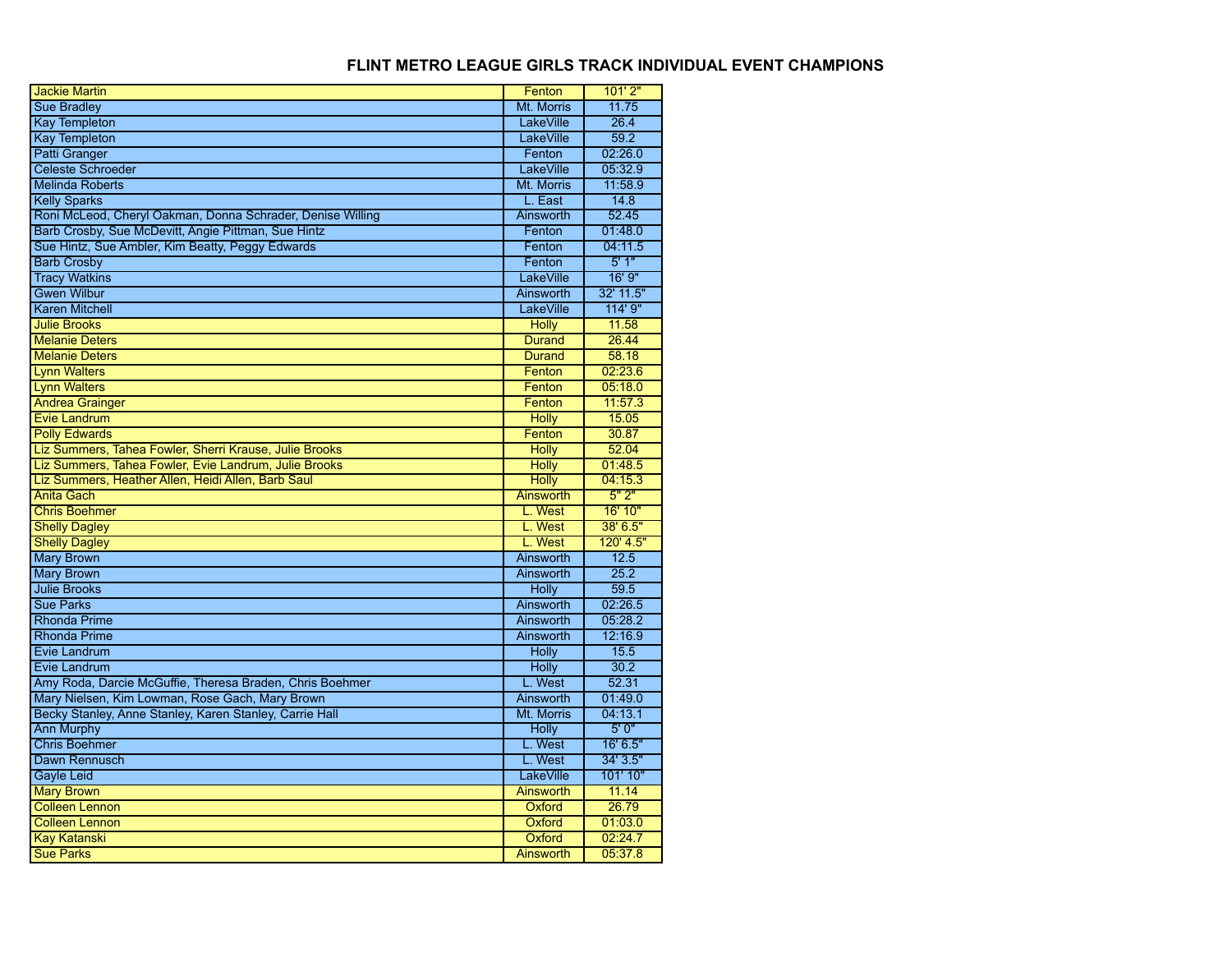# FLINT METRO LEAGUE GIRLS TRACK INDIVIDUAL EVENT CHAMPIONS

| Name | School | Mark |
|---|---|---|
| Jackie Martin | Fenton | 101' 2" |
| Sue Bradley | Mt. Morris | 11.75 |
| Kay Templeton | LakeVille | 26.4 |
| Kay Templeton | LakeVille | 59.2 |
| Patti Granger | Fenton | 02:26.0 |
| Celeste Schroeder | LakeVille | 05:32.9 |
| Melinda Roberts | Mt. Morris | 11:58.9 |
| Kelly Sparks | L. East | 14.8 |
| Roni McLeod, Cheryl Oakman, Donna Schrader, Denise Willing | Ainsworth | 52.45 |
| Barb Crosby, Sue McDevitt, Angie Pittman, Sue Hintz | Fenton | 01:48.0 |
| Sue Hintz, Sue Ambler, Kim Beatty, Peggy Edwards | Fenton | 04:11.5 |
| Barb Crosby | Fenton | 5' 1" |
| Tracy Watkins | LakeVille | 16' 9" |
| Gwen Wilbur | Ainsworth | 32' 11.5" |
| Karen Mitchell | LakeVille | 114' 9" |
| Julie Brooks | Holly | 11.58 |
| Melanie Deters | Durand | 26.44 |
| Melanie Deters | Durand | 58.18 |
| Lynn Walters | Fenton | 02:23.6 |
| Lynn Walters | Fenton | 05:18.0 |
| Andrea Grainger | Fenton | 11:57.3 |
| Evie Landrum | Holly | 15.05 |
| Polly Edwards | Fenton | 30.87 |
| Liz Summers, Tahea Fowler, Sherri Krause, Julie Brooks | Holly | 52.04 |
| Liz Summers, Tahea Fowler, Evie Landrum, Julie Brooks | Holly | 01:48.5 |
| Liz Summers, Heather Allen, Heidi Allen, Barb Saul | Holly | 04:15.3 |
| Anita Gach | Ainsworth | 5" 2" |
| Chris Boehmer | L. West | 16' 10" |
| Shelly Dagley | L. West | 38' 6.5" |
| Shelly Dagley | L. West | 120' 4.5" |
| Mary Brown | Ainsworth | 12.5 |
| Mary Brown | Ainsworth | 25.2 |
| Julie Brooks | Holly | 59.5 |
| Sue Parks | Ainsworth | 02:26.5 |
| Rhonda Prime | Ainsworth | 05:28.2 |
| Rhonda Prime | Ainsworth | 12:16.9 |
| Evie Landrum | Holly | 15.5 |
| Evie Landrum | Holly | 30.2 |
| Amy Roda, Darcie McGuffie, Theresa Braden, Chris Boehmer | L. West | 52.31 |
| Mary Nielsen, Kim Lowman, Rose Gach, Mary Brown | Ainsworth | 01:49.0 |
| Becky Stanley, Anne Stanley, Karen Stanley, Carrie Hall | Mt. Morris | 04:13.1 |
| Ann Murphy | Holly | 5' 0" |
| Chris Boehmer | L. West | 16' 6.5" |
| Dawn Rennusch | L. West | 34' 3.5" |
| Gayle Leid | LakeVille | 101' 10" |
| Mary Brown | Ainsworth | 11.14 |
| Colleen Lennon | Oxford | 26.79 |
| Colleen Lennon | Oxford | 01:03.0 |
| Kay Katanski | Oxford | 02:24.7 |
| Sue Parks | Ainsworth | 05:37.8 |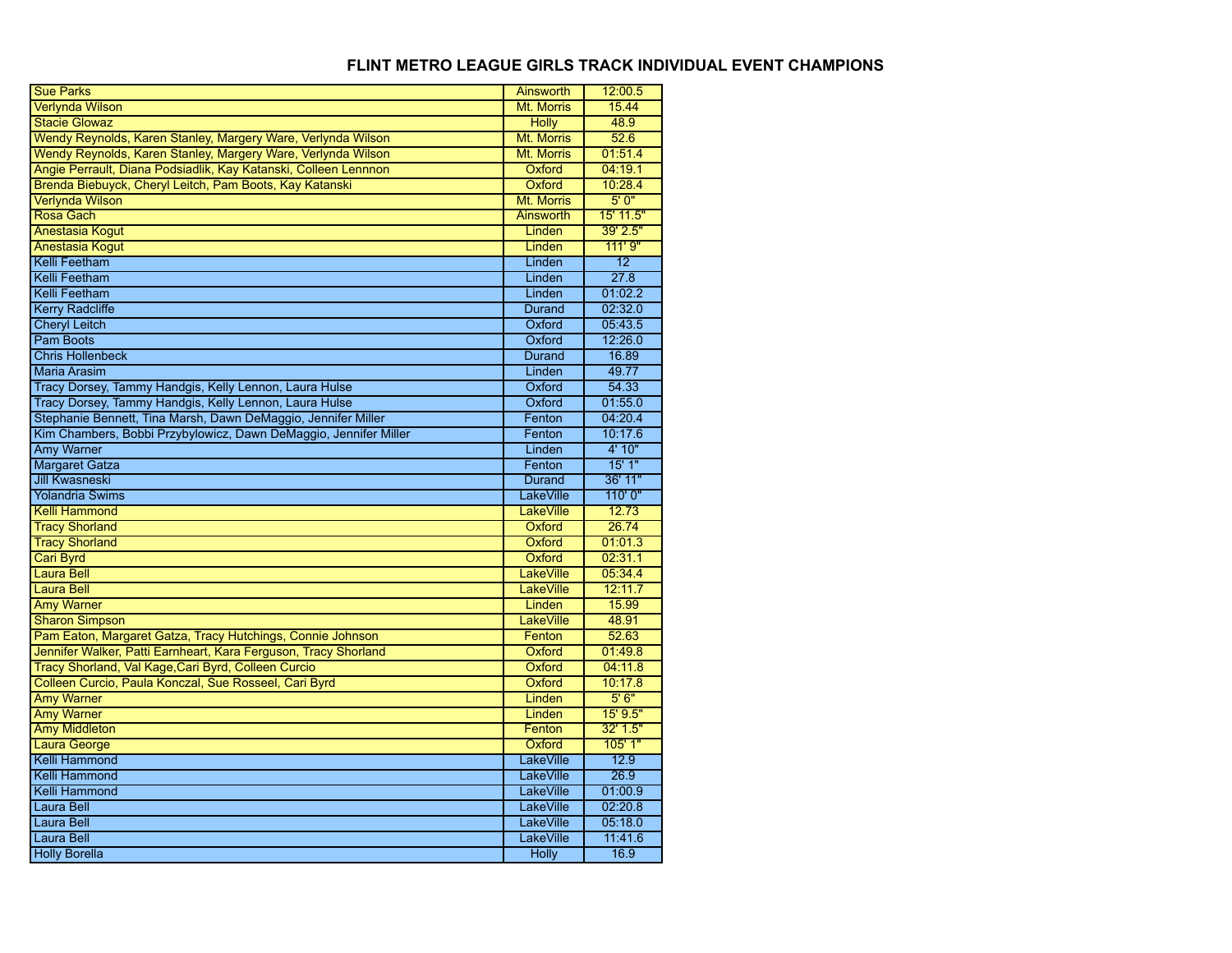# FLINT METRO LEAGUE GIRLS TRACK INDIVIDUAL EVENT CHAMPIONS

| Name | School | Mark |
|---|---|---|
| Sue Parks | Ainsworth | 12:00.5 |
| Verlynda Wilson | Mt. Morris | 15.44 |
| Stacie Glowaz | Holly | 48.9 |
| Wendy Reynolds, Karen Stanley, Margery Ware, Verlynda Wilson | Mt. Morris | 52.6 |
| Wendy Reynolds, Karen Stanley, Margery Ware, Verlynda Wilson | Mt. Morris | 01:51.4 |
| Angie Perrault, Diana Podsiadlik, Kay Katanski, Colleen Lennnon | Oxford | 04:19.1 |
| Brenda Biebuyck, Cheryl Leitch, Pam Boots, Kay Katanski | Oxford | 10:28.4 |
| Verlynda Wilson | Mt. Morris | 5' 0" |
| Rosa Gach | Ainsworth | 15' 11.5" |
| Anestasia Kogut | Linden | 39' 2.5" |
| Anestasia Kogut | Linden | 111' 9" |
| Kelli Feetham | Linden | 12 |
| Kelli Feetham | Linden | 27.8 |
| Kelli Feetham | Linden | 01:02.2 |
| Kerry Radcliffe | Durand | 02:32.0 |
| Cheryl Leitch | Oxford | 05:43.5 |
| Pam Boots | Oxford | 12:26.0 |
| Chris Hollenbeck | Durand | 16.89 |
| Maria Arasim | Linden | 49.77 |
| Tracy Dorsey, Tammy Handgis, Kelly Lennon, Laura Hulse | Oxford | 54.33 |
| Tracy Dorsey, Tammy Handgis, Kelly Lennon, Laura Hulse | Oxford | 01:55.0 |
| Stephanie Bennett, Tina Marsh, Dawn DeMaggio, Jennifer Miller | Fenton | 04:20.4 |
| Kim Chambers, Bobbi Przybylowicz, Dawn DeMaggio, Jennifer Miller | Fenton | 10:17.6 |
| Amy Warner | Linden | 4' 10" |
| Margaret Gatza | Fenton | 15' 1" |
| Jill Kwasneski | Durand | 36' 11" |
| Yolandria Swims | LakeVille | 110' 0" |
| Kelli Hammond | LakeVille | 12.73 |
| Tracy Shorland | Oxford | 26.74 |
| Tracy Shorland | Oxford | 01:01.3 |
| Cari Byrd | Oxford | 02:31.1 |
| Laura Bell | LakeVille | 05:34.4 |
| Laura Bell | LakeVille | 12:11.7 |
| Amy Warner | Linden | 15.99 |
| Sharon Simpson | LakeVille | 48.91 |
| Pam Eaton, Margaret Gatza, Tracy Hutchings, Connie Johnson | Fenton | 52.63 |
| Jennifer Walker, Patti Earnheart, Kara Ferguson, Tracy Shorland | Oxford | 01:49.8 |
| Tracy Shorland, Val Kage,Cari Byrd, Colleen Curcio | Oxford | 04:11.8 |
| Colleen Curcio, Paula Konczal, Sue Rosseel, Cari Byrd | Oxford | 10:17.8 |
| Amy Warner | Linden | 5' 6" |
| Amy Warner | Linden | 15' 9.5" |
| Amy Middleton | Fenton | 32' 1.5" |
| Laura George | Oxford | 105' 1" |
| Kelli Hammond | LakeVille | 12.9 |
| Kelli Hammond | LakeVille | 26.9 |
| Kelli Hammond | LakeVille | 01:00.9 |
| Laura Bell | LakeVille | 02:20.8 |
| Laura Bell | LakeVille | 05:18.0 |
| Laura Bell | LakeVille | 11:41.6 |
| Holly Borella | Holly | 16.9 |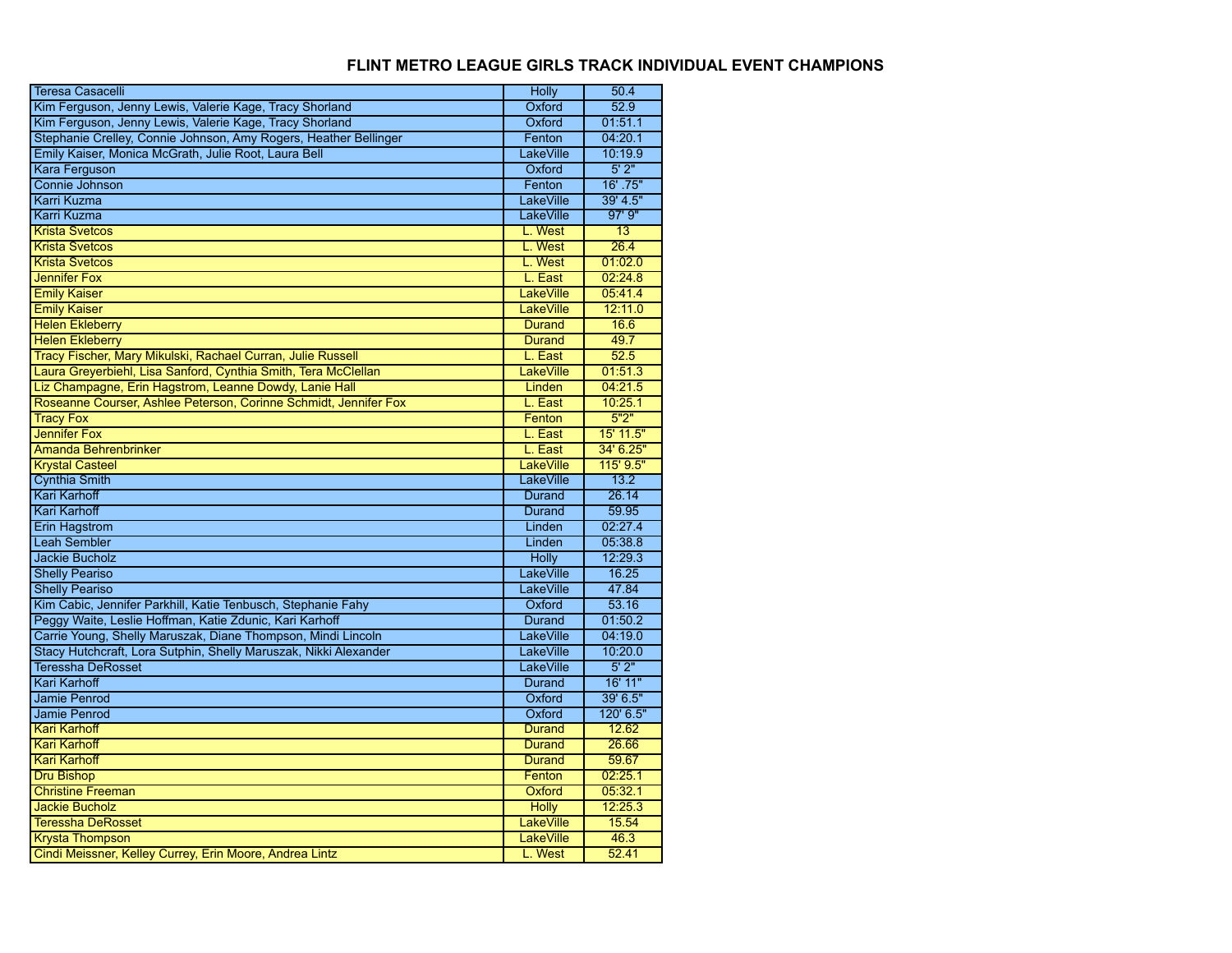# FLINT METRO LEAGUE GIRLS TRACK INDIVIDUAL EVENT CHAMPIONS

| | | |
|---|---|---|
| Teresa Casacelli | Holly | 50.4 |
| Kim Ferguson, Jenny Lewis, Valerie Kage, Tracy Shorland | Oxford | 52.9 |
| Kim Ferguson, Jenny Lewis, Valerie Kage, Tracy Shorland | Oxford | 01:51.1 |
| Stephanie Crelley, Connie Johnson, Amy Rogers, Heather Bellinger | Fenton | 04:20.1 |
| Emily Kaiser, Monica McGrath, Julie Root, Laura Bell | LakeVille | 10:19.9 |
| Kara Ferguson | Oxford | 5' 2" |
| Connie Johnson | Fenton | 16' .75" |
| Karri Kuzma | LakeVille | 39' 4.5" |
| Karri Kuzma | LakeVille | 97' 9" |
| Krista Svetcos | L. West | 13 |
| Krista Svetcos | L. West | 26.4 |
| Krista Svetcos | L. West | 01:02.0 |
| Jennifer Fox | L. East | 02:24.8 |
| Emily Kaiser | LakeVille | 05:41.4 |
| Emily Kaiser | LakeVille | 12:11.0 |
| Helen Ekleberry | Durand | 16.6 |
| Helen Ekleberry | Durand | 49.7 |
| Tracy Fischer, Mary Mikulski, Rachael Curran, Julie Russell | L. East | 52.5 |
| Laura Greyerbiehl, Lisa Sanford, Cynthia Smith, Tera McClellan | LakeVille | 01:51.3 |
| Liz Champagne, Erin Hagstrom, Leanne Dowdy, Lanie Hall | Linden | 04:21.5 |
| Roseanne Courser, Ashlee Peterson, Corinne Schmidt, Jennifer Fox | L. East | 10:25.1 |
| Tracy Fox | Fenton | 5"2" |
| Jennifer Fox | L. East | 15' 11.5" |
| Amanda Behrenbrinker | L. East | 34' 6.25" |
| Krystal Casteel | LakeVille | 115' 9.5" |
| Cynthia Smith | LakeVille | 13.2 |
| Kari Karhoff | Durand | 26.14 |
| Kari Karhoff | Durand | 59.95 |
| Erin Hagstrom | Linden | 02:27.4 |
| Leah Sembler | Linden | 05:38.8 |
| Jackie Bucholz | Holly | 12:29.3 |
| Shelly Peariso | LakeVille | 16.25 |
| Shelly Peariso | LakeVille | 47.84 |
| Kim Cabic, Jennifer Parkhill, Katie Tenbusch, Stephanie Fahy | Oxford | 53.16 |
| Peggy Waite, Leslie Hoffman, Katie Zdunic, Kari Karhoff | Durand | 01:50.2 |
| Carrie Young, Shelly Maruszak, Diane Thompson, Mindi Lincoln | LakeVille | 04:19.0 |
| Stacy Hutchcraft, Lora Sutphin, Shelly Maruszak, Nikki Alexander | LakeVille | 10:20.0 |
| Teressha DeRosset | LakeVille | 5' 2" |
| Kari Karhoff | Durand | 16' 11" |
| Jamie Penrod | Oxford | 39' 6.5" |
| Jamie Penrod | Oxford | 120' 6.5" |
| Kari Karhoff | Durand | 12.62 |
| Kari Karhoff | Durand | 26.66 |
| Kari Karhoff | Durand | 59.67 |
| Dru Bishop | Fenton | 02:25.1 |
| Christine Freeman | Oxford | 05:32.1 |
| Jackie Bucholz | Holly | 12:25.3 |
| Teressha DeRosset | LakeVille | 15.54 |
| Krysta Thompson | LakeVille | 46.3 |
| Cindi Meissner, Kelley Currey, Erin Moore, Andrea Lintz | L. West | 52.41 |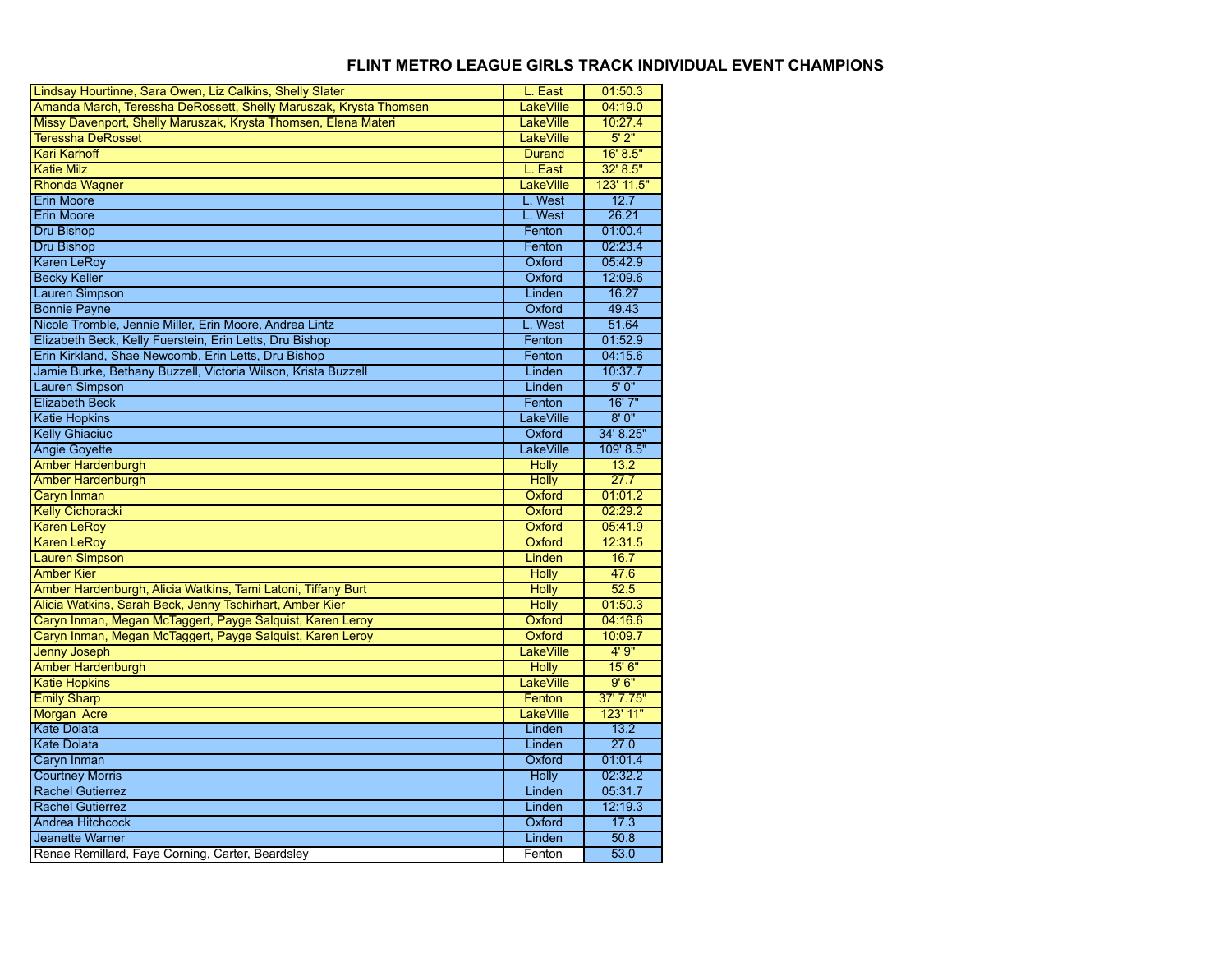# FLINT METRO LEAGUE GIRLS TRACK INDIVIDUAL EVENT CHAMPIONS

| | | |
|---|---|---|
| Lindsay Hourtinne, Sara Owen, Liz Calkins, Shelly Slater | L. East | 01:50.3 |
| Amanda March, Teressha DeRossett, Shelly Maruszak, Krysta Thomsen | LakeVille | 04:19.0 |
| Missy Davenport, Shelly Maruszak, Krysta Thomsen, Elena Materi | LakeVille | 10:27.4 |
| Teressha DeRosset | LakeVille | 5' 2" |
| Kari Karhoff | Durand | 16' 8.5" |
| Katie Milz | L. East | 32' 8.5" |
| Rhonda Wagner | LakeVille | 123' 11.5" |
| Erin Moore | L. West | 12.7 |
| Erin Moore | L. West | 26.21 |
| Dru Bishop | Fenton | 01:00.4 |
| Dru Bishop | Fenton | 02:23.4 |
| Karen LeRoy | Oxford | 05:42.9 |
| Becky Keller | Oxford | 12:09.6 |
| Lauren Simpson | Linden | 16.27 |
| Bonnie Payne | Oxford | 49.43 |
| Nicole Tromble, Jennie Miller, Erin Moore, Andrea Lintz | L. West | 51.64 |
| Elizabeth Beck, Kelly Fuerstein, Erin Letts, Dru Bishop | Fenton | 01:52.9 |
| Erin Kirkland, Shae Newcomb, Erin Letts, Dru Bishop | Fenton | 04:15.6 |
| Jamie Burke, Bethany Buzzell, Victoria Wilson, Krista Buzzell | Linden | 10:37.7 |
| Lauren Simpson | Linden | 5' 0" |
| Elizabeth Beck | Fenton | 16' 7" |
| Katie Hopkins | LakeVille | 8' 0" |
| Kelly Ghiaciuc | Oxford | 34' 8.25" |
| Angie Goyette | LakeVille | 109' 8.5" |
| Amber Hardenburgh | Holly | 13.2 |
| Amber Hardenburgh | Holly | 27.7 |
| Caryn Inman | Oxford | 01:01.2 |
| Kelly Cichoracki | Oxford | 02:29.2 |
| Karen LeRoy | Oxford | 05:41.9 |
| Karen LeRoy | Oxford | 12:31.5 |
| Lauren Simpson | Linden | 16.7 |
| Amber Kier | Holly | 47.6 |
| Amber Hardenburgh, Alicia Watkins, Tami Latoni, Tiffany Burt | Holly | 52.5 |
| Alicia Watkins, Sarah Beck, Jenny Tschirhart, Amber Kier | Holly | 01:50.3 |
| Caryn Inman, Megan McTaggert, Payge Salquist, Karen Leroy | Oxford | 04:16.6 |
| Caryn Inman, Megan McTaggert, Payge Salquist, Karen Leroy | Oxford | 10:09.7 |
| Jenny Joseph | LakeVille | 4' 9" |
| Amber Hardenburgh | Holly | 15' 6" |
| Katie Hopkins | LakeVille | 9' 6" |
| Emily Sharp | Fenton | 37' 7.75" |
| Morgan Acre | LakeVille | 123' 11" |
| Kate Dolata | Linden | 13.2 |
| Kate Dolata | Linden | 27.0 |
| Caryn Inman | Oxford | 01:01.4 |
| Courtney Morris | Holly | 02:32.2 |
| Rachel Gutierrez | Linden | 05:31.7 |
| Rachel Gutierrez | Linden | 12:19.3 |
| Andrea Hitchcock | Oxford | 17.3 |
| Jeanette Warner | Linden | 50.8 |
| Renae Remillard, Faye Corning, Carter, Beardsley | Fenton | 53.0 |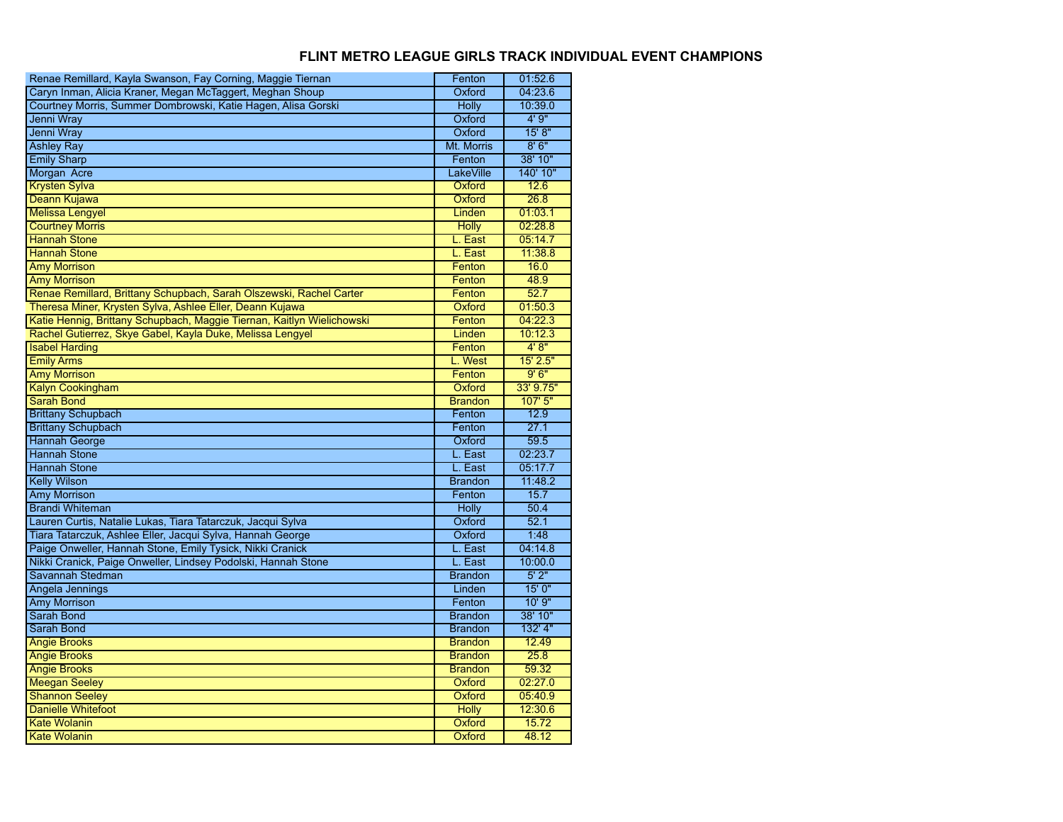# FLINT METRO LEAGUE GIRLS TRACK INDIVIDUAL EVENT CHAMPIONS

| | | |
|---|---|---|
| Renae Remillard, Kayla Swanson, Fay Corning, Maggie Tiernan | Fenton | 01:52.6 |
| Caryn Inman, Alicia Kraner, Megan McTaggert, Meghan Shoup | Oxford | 04:23.6 |
| Courtney Morris, Summer Dombrowski, Katie Hagen, Alisa Gorski | Holly | 10:39.0 |
| Jenni Wray | Oxford | 4' 9" |
| Jenni Wray | Oxford | 15' 8" |
| Ashley Ray | Mt. Morris | 8' 6" |
| Emily Sharp | Fenton | 38' 10" |
| Morgan Acre | LakeVille | 140' 10" |
| Krysten Sylva | Oxford | 12.6 |
| Deann Kujawa | Oxford | 26.8 |
| Melissa Lengyel | Linden | 01:03.1 |
| Courtney Morris | Holly | 02:28.8 |
| Hannah Stone | L. East | 05:14.7 |
| Hannah Stone | L. East | 11:38.8 |
| Amy Morrison | Fenton | 16.0 |
| Amy Morrison | Fenton | 48.9 |
| Renae Remillard, Brittany Schupbach, Sarah Olszewski, Rachel Carter | Fenton | 52.7 |
| Theresa Miner, Krysten Sylva, Ashlee Eller, Deann Kujawa | Oxford | 01:50.3 |
| Katie Hennig, Brittany Schupbach, Maggie Tiernan, Kaitlyn Wielichowski | Fenton | 04:22.3 |
| Rachel Gutierrez, Skye Gabel, Kayla Duke, Melissa Lengyel | Linden | 10:12.3 |
| Isabel Harding | Fenton | 4' 8" |
| Emily Arms | L. West | 15' 2.5" |
| Amy Morrison | Fenton | 9' 6" |
| Kalyn Cookingham | Oxford | 33' 9.75" |
| Sarah Bond | Brandon | 107' 5" |
| Brittany Schupbach | Fenton | 12.9 |
| Brittany Schupbach | Fenton | 27.1 |
| Hannah George | Oxford | 59.5 |
| Hannah Stone | L. East | 02:23.7 |
| Hannah Stone | L. East | 05:17.7 |
| Kelly Wilson | Brandon | 11:48.2 |
| Amy Morrison | Fenton | 15.7 |
| Brandi Whiteman | Holly | 50.4 |
| Lauren Curtis, Natalie Lukas, Tiara Tatarczuk, Jacqui Sylva | Oxford | 52.1 |
| Tiara Tatarczuk, Ashlee Eller, Jacqui Sylva, Hannah George | Oxford | 1:48 |
| Paige Onweller, Hannah Stone, Emily Tysick, Nikki Cranick | L. East | 04:14.8 |
| Nikki Cranick, Paige Onweller, Lindsey Podolski, Hannah Stone | L. East | 10:00.0 |
| Savannah Stedman | Brandon | 5' 2" |
| Angela Jennings | Linden | 15' 0" |
| Amy Morrison | Fenton | 10' 9" |
| Sarah Bond | Brandon | 38' 10" |
| Sarah Bond | Brandon | 132' 4" |
| Angie Brooks | Brandon | 12.49 |
| Angie Brooks | Brandon | 25.8 |
| Angie Brooks | Brandon | 59.32 |
| Meegan Seeley | Oxford | 02:27.0 |
| Shannon Seeley | Oxford | 05:40.9 |
| Danielle Whitefoot | Holly | 12:30.6 |
| Kate Wolanin | Oxford | 15.72 |
| Kate Wolanin | Oxford | 48.12 |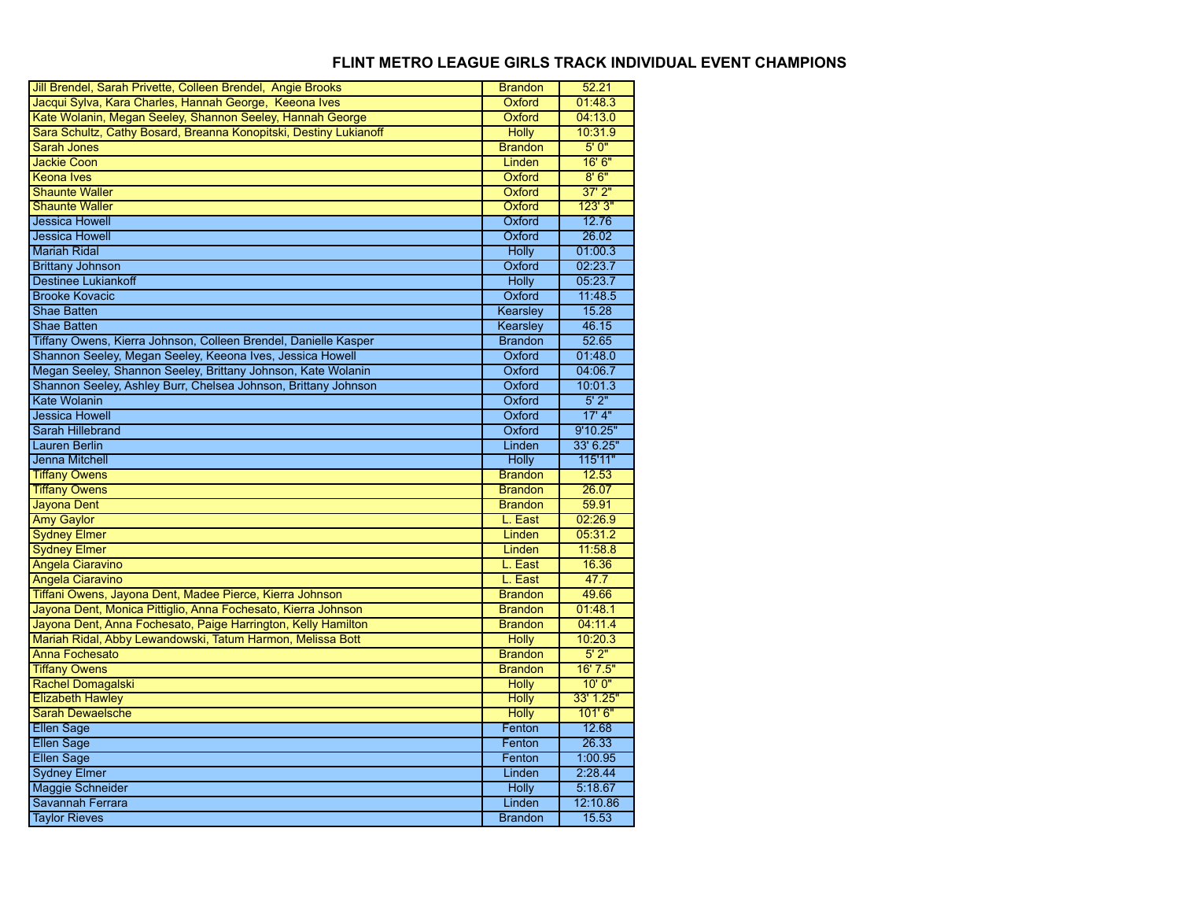# FLINT METRO LEAGUE GIRLS TRACK INDIVIDUAL EVENT CHAMPIONS

| | | |
|---|---|---|
| Jill Brendel, Sarah Privette, Colleen Brendel, Angie Brooks | Brandon | 52.21 |
| Jacqui Sylva, Kara Charles, Hannah George, Keeona Ives | Oxford | 01:48.3 |
| Kate Wolanin, Megan Seeley, Shannon Seeley, Hannah George | Oxford | 04:13.0 |
| Sara Schultz, Cathy Bosard, Breanna Konopitski, Destiny Lukianoff | Holly | 10:31.9 |
| Sarah Jones | Brandon | 5' 0" |
| Jackie Coon | Linden | 16' 6" |
| Keona Ives | Oxford | 8' 6" |
| Shaunte Waller | Oxford | 37' 2" |
| Shaunte Waller | Oxford | 123' 3" |
| Jessica Howell | Oxford | 12.76 |
| Jessica Howell | Oxford | 26.02 |
| Mariah Ridal | Holly | 01:00.3 |
| Brittany Johnson | Oxford | 02:23.7 |
| Destinee Lukiankoff | Holly | 05:23.7 |
| Brooke Kovacic | Oxford | 11:48.5 |
| Shae Batten | Kearsley | 15.28 |
| Shae Batten | Kearsley | 46.15 |
| Tiffany Owens, Kierra Johnson, Colleen Brendel, Danielle Kasper | Brandon | 52.65 |
| Shannon Seeley, Megan Seeley, Keeona Ives, Jessica Howell | Oxford | 01:48.0 |
| Megan Seeley, Shannon Seeley, Brittany Johnson, Kate Wolanin | Oxford | 04:06.7 |
| Shannon Seeley, Ashley Burr, Chelsea Johnson, Brittany Johnson | Oxford | 10:01.3 |
| Kate Wolanin | Oxford | 5' 2" |
| Jessica Howell | Oxford | 17' 4" |
| Sarah Hillebrand | Oxford | 9'10.25" |
| Lauren Berlin | Linden | 33' 6.25" |
| Jenna Mitchell | Holly | 115'11" |
| Tiffany Owens | Brandon | 12.53 |
| Tiffany Owens | Brandon | 26.07 |
| Jayona Dent | Brandon | 59.91 |
| Amy Gaylor | L. East | 02:26.9 |
| Sydney Elmer | Linden | 05:31.2 |
| Sydney Elmer | Linden | 11:58.8 |
| Angela Ciaravino | L. East | 16.36 |
| Angela Ciaravino | L. East | 47.7 |
| Tiffani Owens, Jayona Dent, Madee Pierce, Kierra Johnson | Brandon | 49.66 |
| Jayona Dent, Monica Pittiglio, Anna Fochesato, Kierra Johnson | Brandon | 01:48.1 |
| Jayona Dent, Anna Fochesato, Paige Harrington, Kelly Hamilton | Brandon | 04:11.4 |
| Mariah Ridal, Abby Lewandowski, Tatum Harmon, Melissa Bott | Holly | 10:20.3 |
| Anna Fochesato | Brandon | 5' 2" |
| Tiffany Owens | Brandon | 16' 7.5" |
| Rachel Domagalski | Holly | 10' 0" |
| Elizabeth Hawley | Holly | 33' 1.25" |
| Sarah Dewaelsche | Holly | 101' 6" |
| Ellen Sage | Fenton | 12.68 |
| Ellen Sage | Fenton | 26.33 |
| Ellen Sage | Fenton | 1:00.95 |
| Sydney Elmer | Linden | 2:28.44 |
| Maggie Schneider | Holly | 5:18.67 |
| Savannah Ferrara | Linden | 12:10.86 |
| Taylor Rieves | Brandon | 15.53 |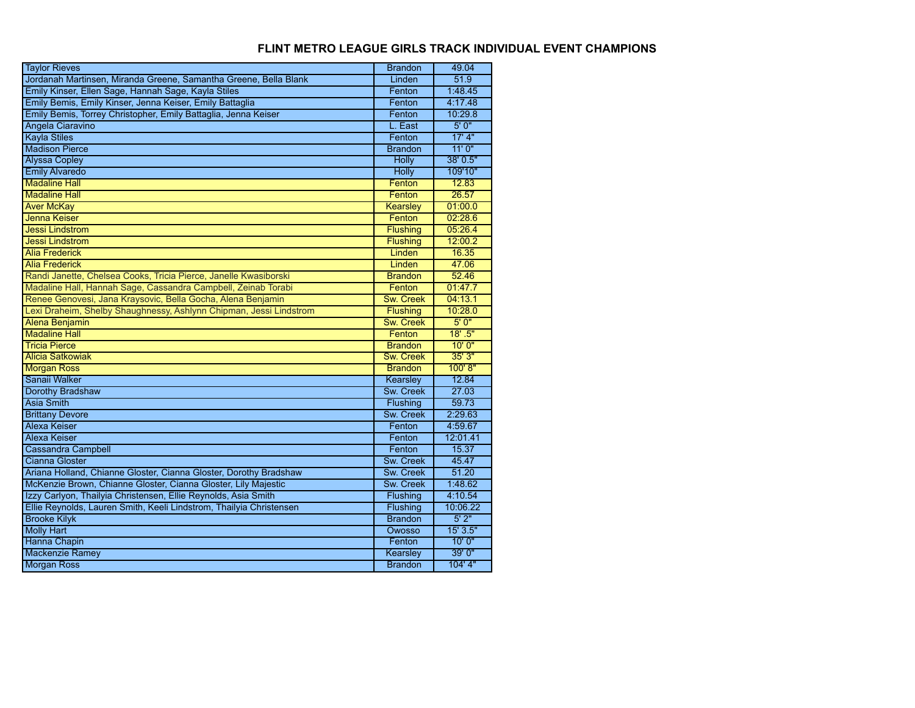# FLINT METRO LEAGUE GIRLS TRACK INDIVIDUAL EVENT CHAMPIONS

| | | |
|---|---|---|
| Taylor Rieves | Brandon | 49.04 |
| Jordanah Martinsen, Miranda Greene, Samantha Greene, Bella Blank | Linden | 51.9 |
| Emily Kinser, Ellen Sage, Hannah Sage, Kayla Stiles | Fenton | 1:48.45 |
| Emily Bemis, Emily Kinser, Jenna Keiser, Emily Battaglia | Fenton | 4:17.48 |
| Emily Bemis, Torrey Christopher, Emily Battaglia, Jenna Keiser | Fenton | 10:29.8 |
| Angela Ciaravino | L. East | 5' 0" |
| Kayla Stiles | Fenton | 17' 4" |
| Madison Pierce | Brandon | 11' 0" |
| Alyssa Copley | Holly | 38' 0.5" |
| Emily Alvaredo | Holly | 109'10" |
| Madaline Hall | Fenton | 12.83 |
| Madaline Hall | Fenton | 26.57 |
| Aver McKay | Kearsley | 01:00.0 |
| Jenna Keiser | Fenton | 02:28.6 |
| Jessi Lindstrom | Flushing | 05:26.4 |
| Jessi Lindstrom | Flushing | 12:00.2 |
| Alia Frederick | Linden | 16.35 |
| Alia Frederick | Linden | 47.06 |
| Randi Janette, Chelsea Cooks, Tricia Pierce, Janelle Kwasiborski | Brandon | 52.46 |
| Madaline Hall, Hannah Sage, Cassandra Campbell, Zeinab Torabi | Fenton | 01:47.7 |
| Renee Genovesi, Jana Kraysovic, Bella Gocha, Alena Benjamin | Sw. Creek | 04:13.1 |
| Lexi Draheim, Shelby Shaughnessy, Ashlynn Chipman, Jessi Lindstrom | Flushing | 10:28.0 |
| Alena Benjamin | Sw. Creek | 5' 0" |
| Madaline Hall | Fenton | 18' .5" |
| Tricia Pierce | Brandon | 10' 0" |
| Alicia Satkowiak | Sw. Creek | 35' 3" |
| Morgan Ross | Brandon | 100' 8" |
| Sanaii Walker | Kearsley | 12.84 |
| Dorothy Bradshaw | Sw. Creek | 27.03 |
| Asia Smith | Flushing | 59.73 |
| Brittany Devore | Sw. Creek | 2:29.63 |
| Alexa Keiser | Fenton | 4:59.67 |
| Alexa Keiser | Fenton | 12:01.41 |
| Cassandra Campbell | Fenton | 15.37 |
| Cianna Gloster | Sw. Creek | 45.47 |
| Ariana Holland, Chianne Gloster, Cianna Gloster, Dorothy Bradshaw | Sw. Creek | 51.20 |
| McKenzie Brown, Chianne Gloster, Cianna Gloster, Lily Majestic | Sw. Creek | 1:48.62 |
| Izzy Carlyon, Thailyia Christensen, Ellie Reynolds, Asia Smith | Flushing | 4:10.54 |
| Ellie Reynolds, Lauren Smith, Keeli Lindstrom, Thailyia Christensen | Flushing | 10:06.22 |
| Brooke Kilyk | Brandon | 5' 2" |
| Molly Hart | Owosso | 15' 3.5" |
| Hanna Chapin | Fenton | 10' 0" |
| Mackenzie Ramey | Kearsley | 39' 0" |
| Morgan Ross | Brandon | 104' 4" |